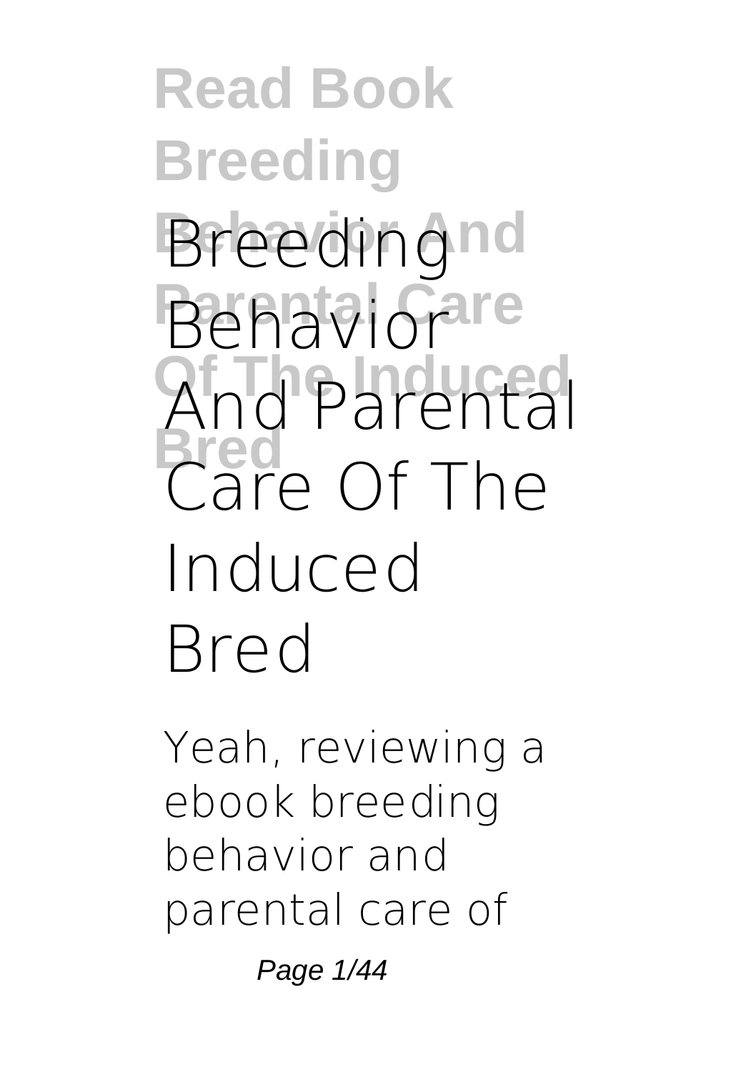# Breeding Behavior And Parental Care Of The Induced Bred

Yeah, reviewing a ebook breeding behavior and parental care of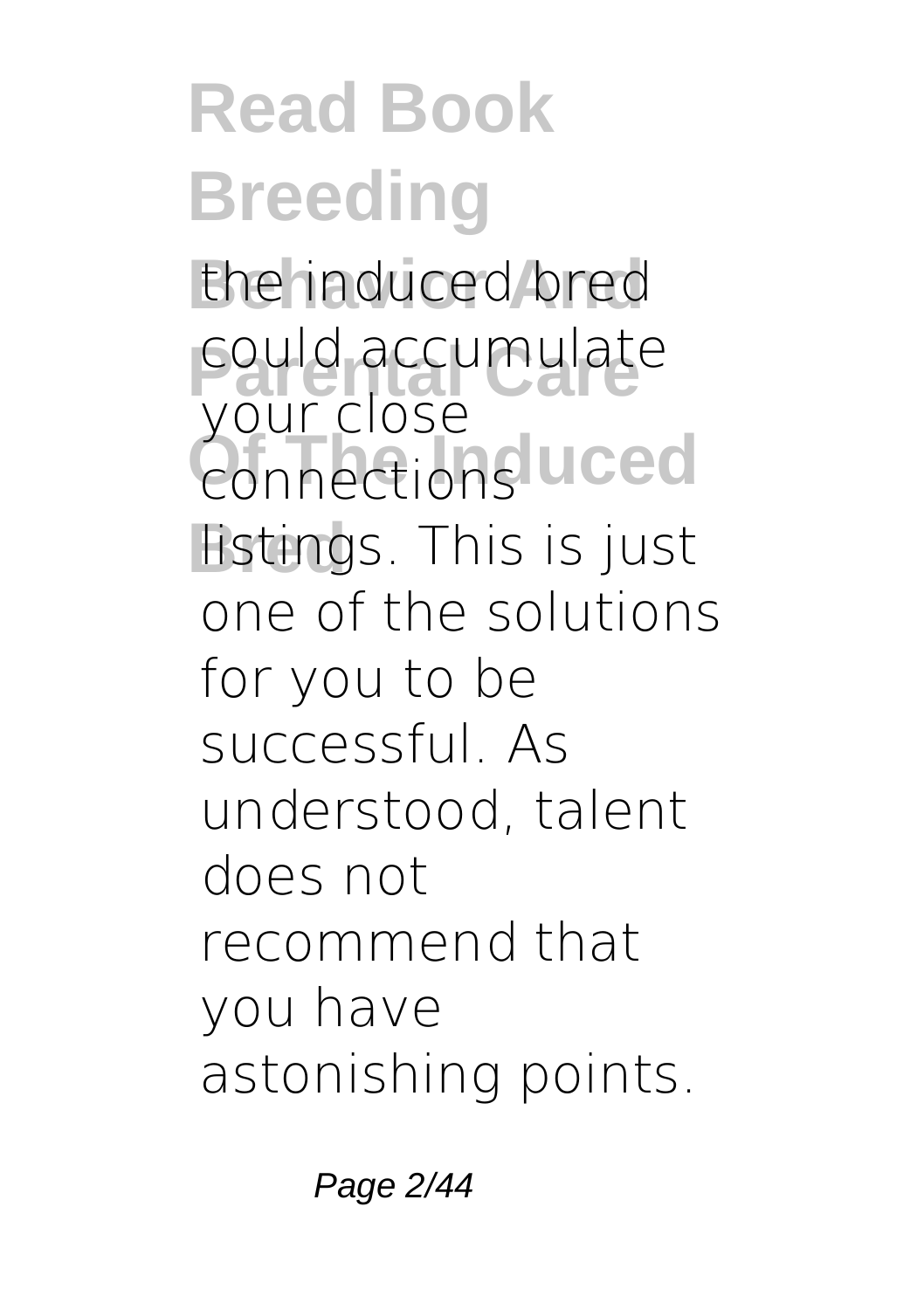the induced bred could accumulate your close connections listings. This is just one of the solutions for you to be successful. As understood, talent does not recommend that you have astonishing points.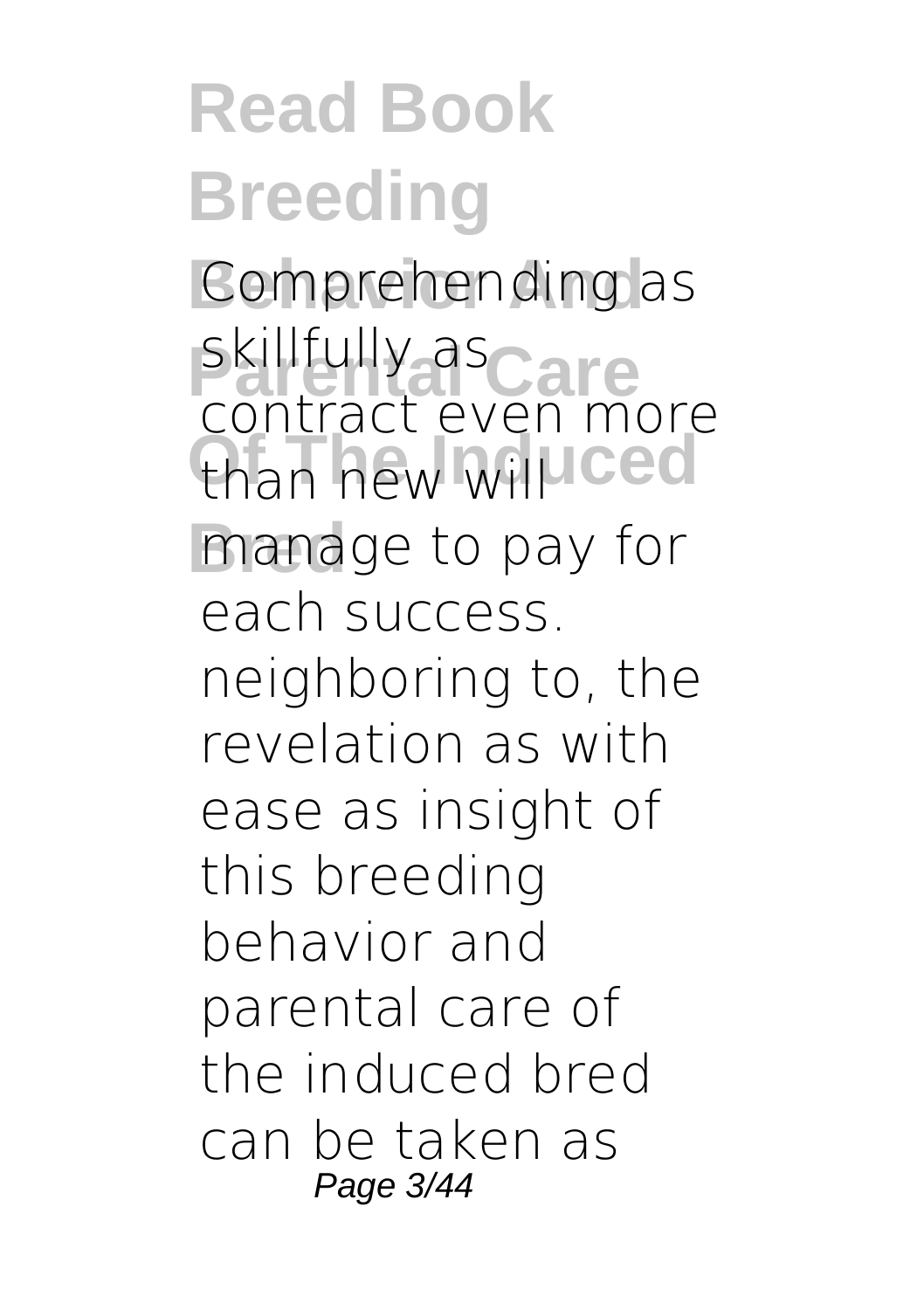Comprehending as skillfully as contract even more than new will manage to pay for each success. neighboring to, the revelation as with ease as insight of this breeding behavior and parental care of the induced bred can be taken as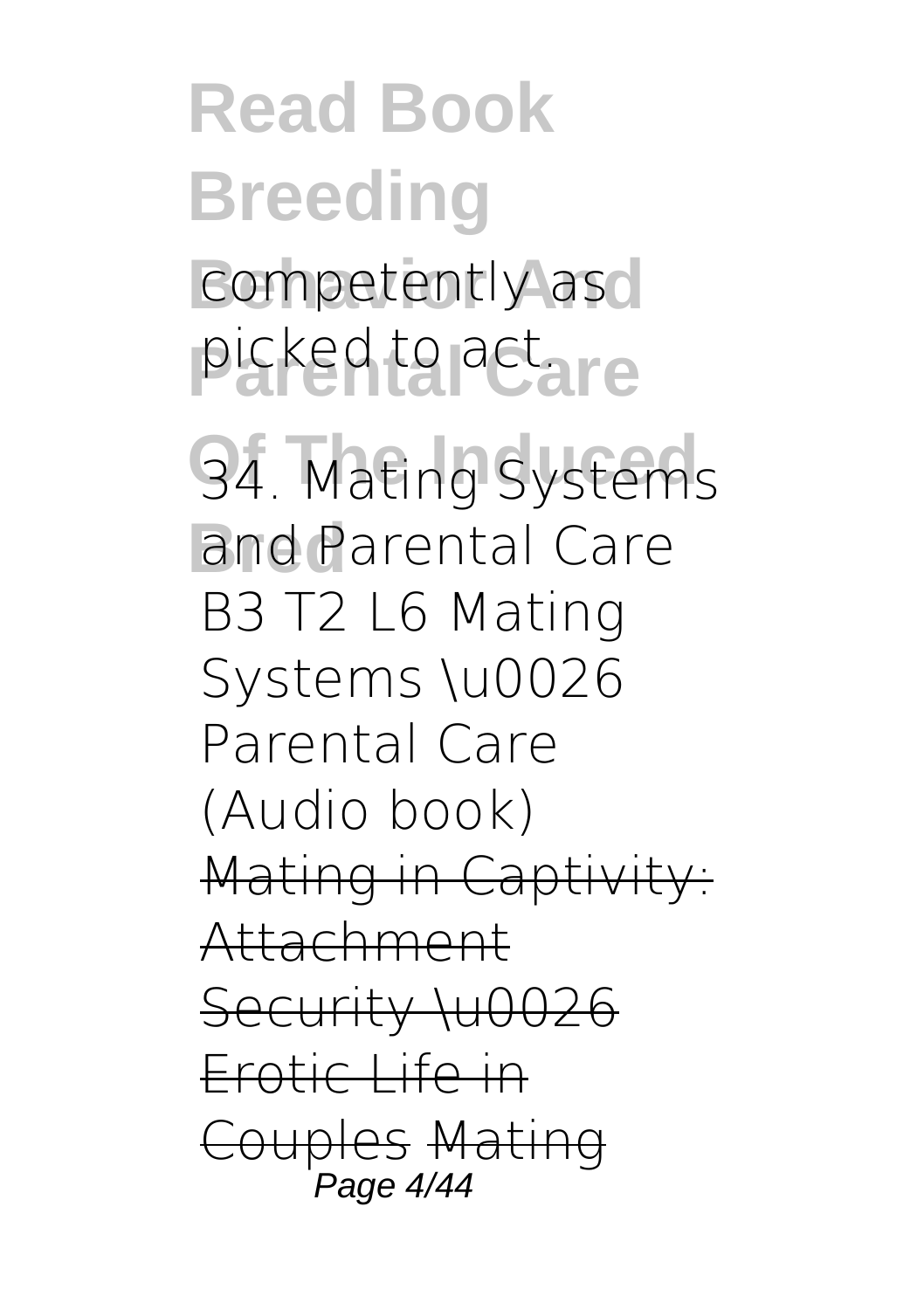competently as picked to act.

34. Mating Systems and Parental Care

B3 T2 L6 Mating Systems \u0026 Parental Care (Audio book)

~~Mating in Captivity: Attachment Security \u0026 Erotic Life in Couples~~ ~~Mating~~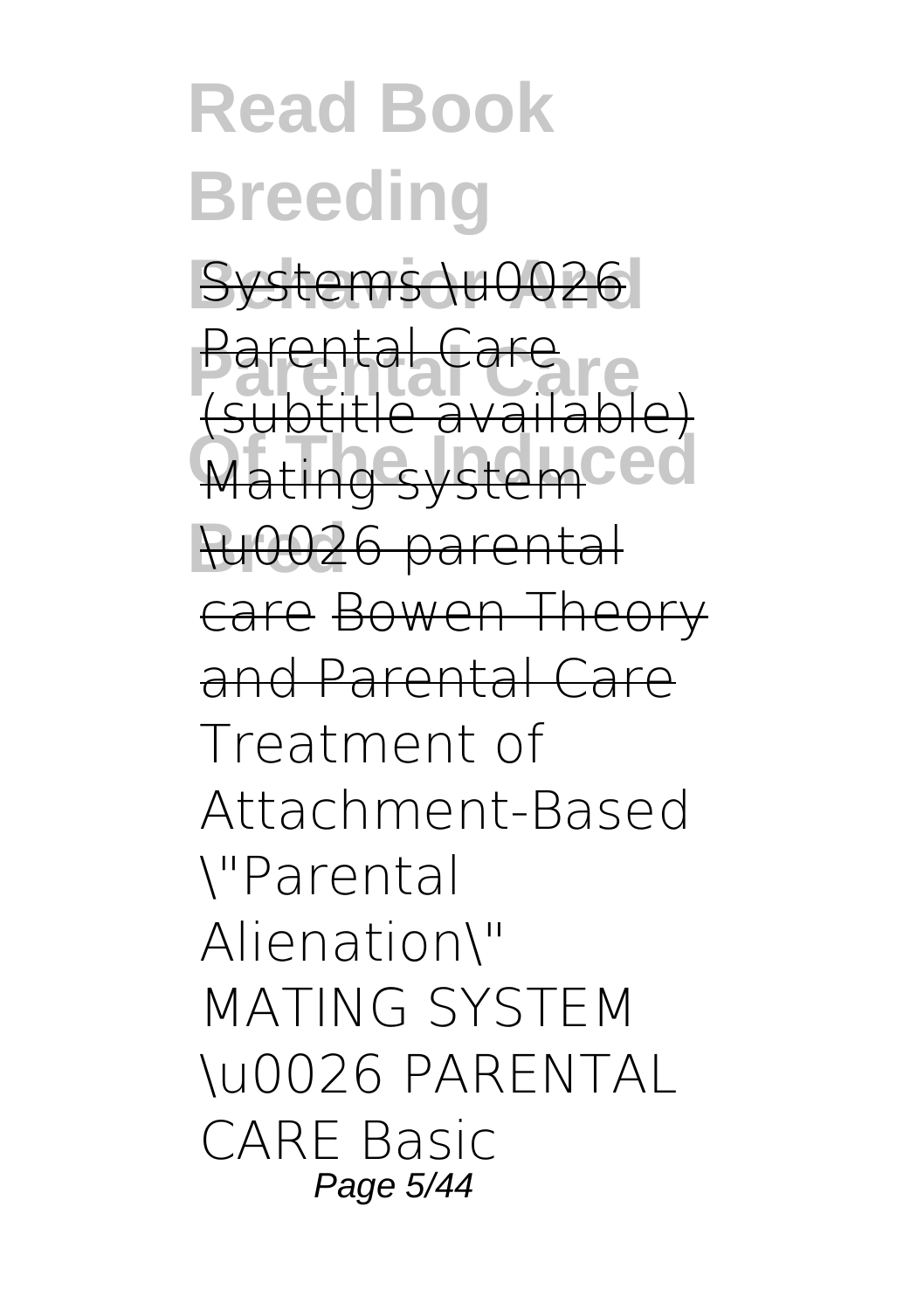Systems \u0026 Parental Care (subtitle available) Mating system \u0026 parental care Bowen Theory and Parental Care Treatment of Attachment-Based \"Parental Alienation\" MATING SYSTEM \u0026 PARENTAL CARE Basic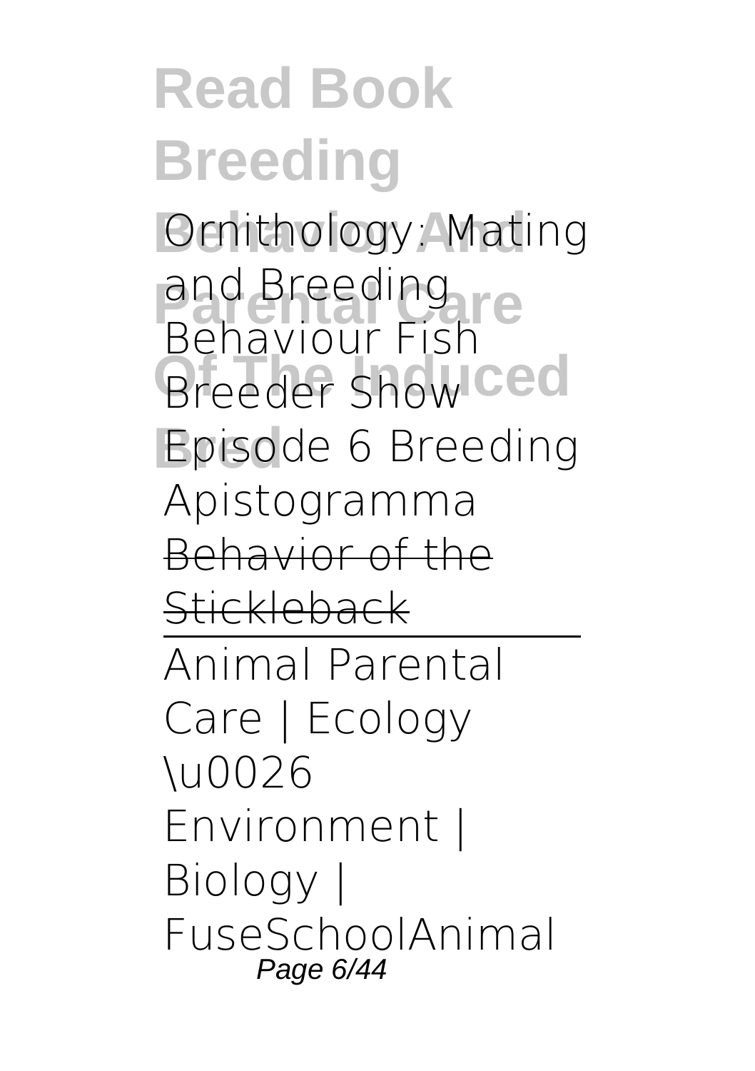**Ornithology: Mating and Breeding Behaviour Fish Breeder Show Episode 6 Breeding Apistogramma**

~~Behavior of the Stickleback~~

Animal Parental Care | Ecology \u0026 Environment | Biology | FuseSchool**Animal**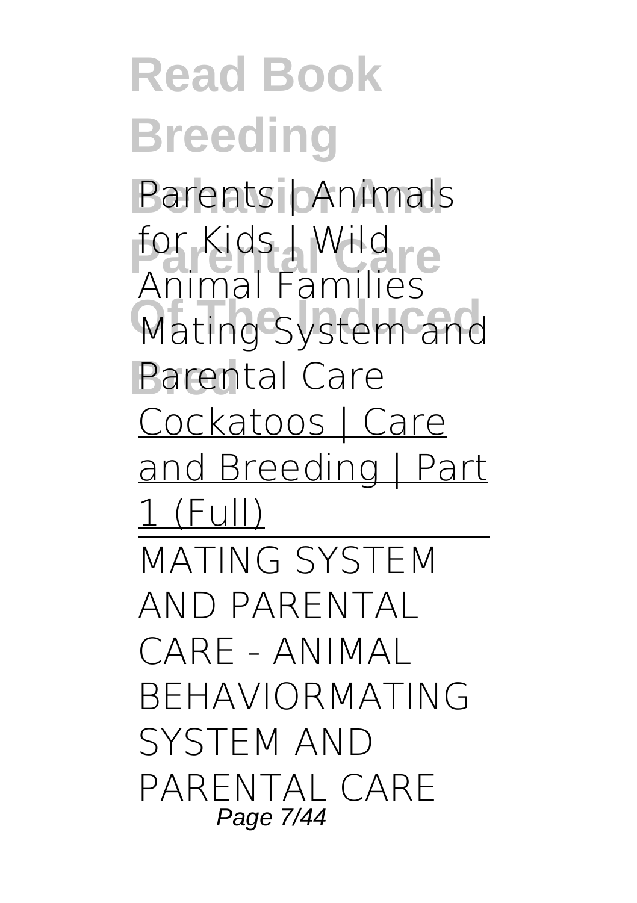Parents | Animals for Kids | Wild Animal Families
Mating System and Parental Care
Cockatoos | Care and Breeding | Part 1 (Full)

MATING SYSTEM AND PARENTAL CARE - ANIMAL BEHAVIORMATING SYSTEM AND PARENTAL CARE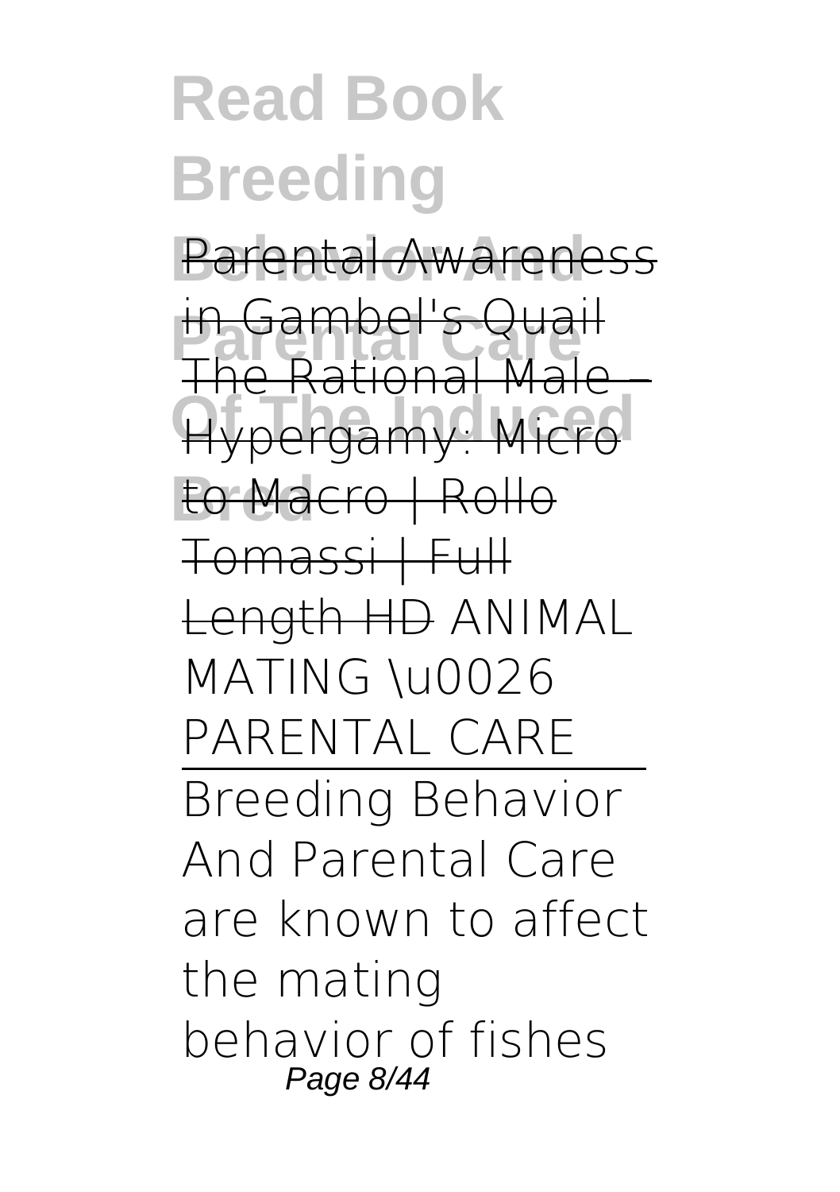Parental Awareness in Gambel's Quail The Rational Male – Hypergamy: Micro to Macro | Rollo Tomassi | Full Length HD ANIMAL MATING \u0026 PARENTAL CARE

Breeding Behavior And Parental Care are known to affect the mating behavior of fishes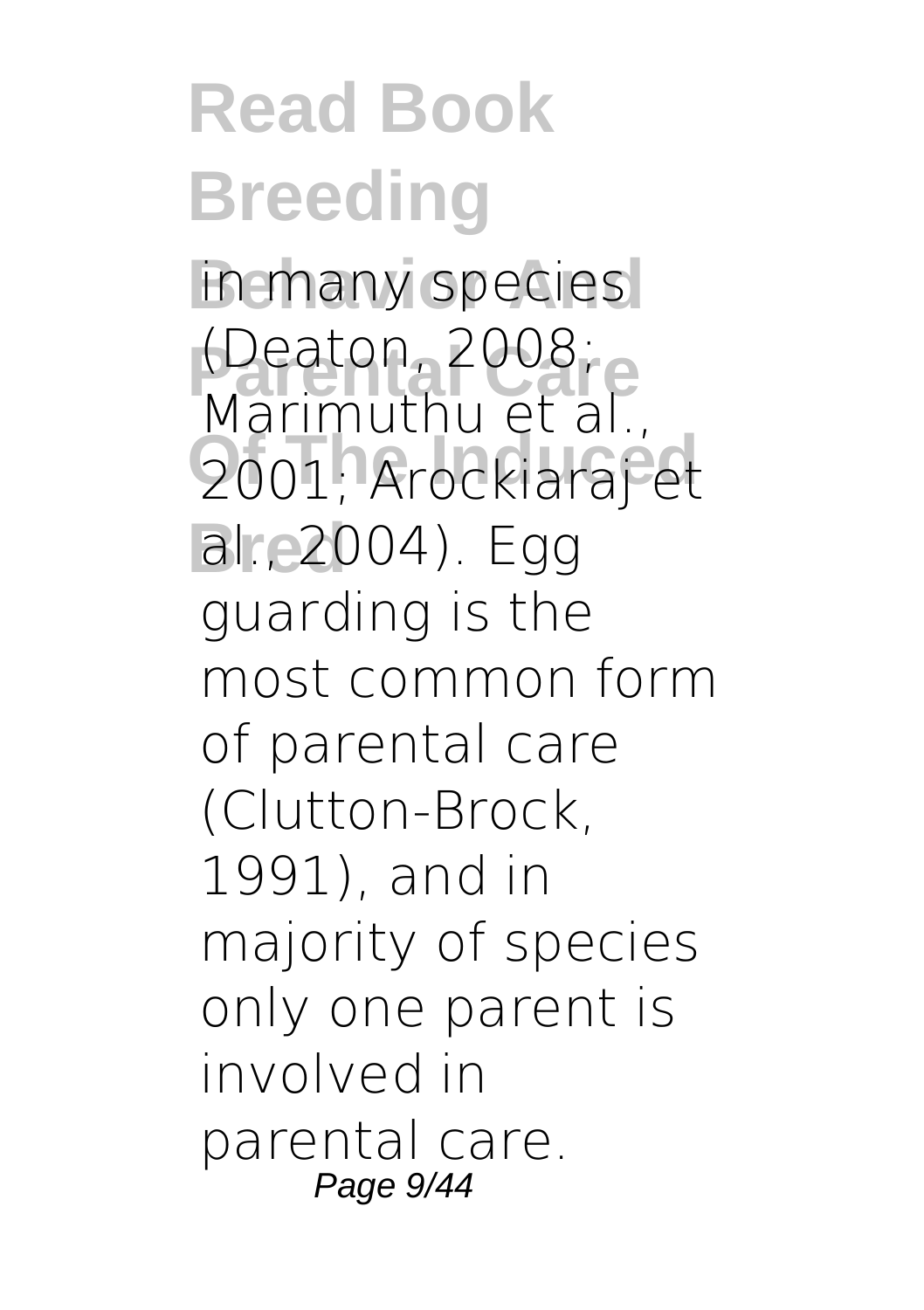in many species (Deaton, 2008; Marimuthu et al., 2001; Arockiaraj et al., 2004). Egg guarding is the most common form of parental care (Clutton-Brock, 1991), and in majority of species only one parent is involved in parental care.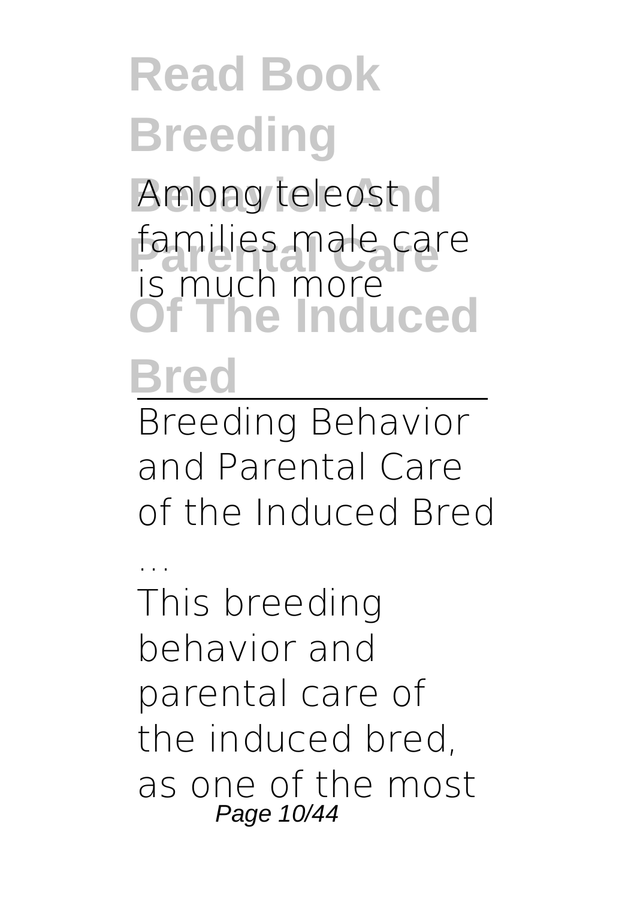Among teleost families male care is much more

Breeding Behavior and Parental Care of the Induced Bred ...

This breeding behavior and parental care of the induced bred, as one of the most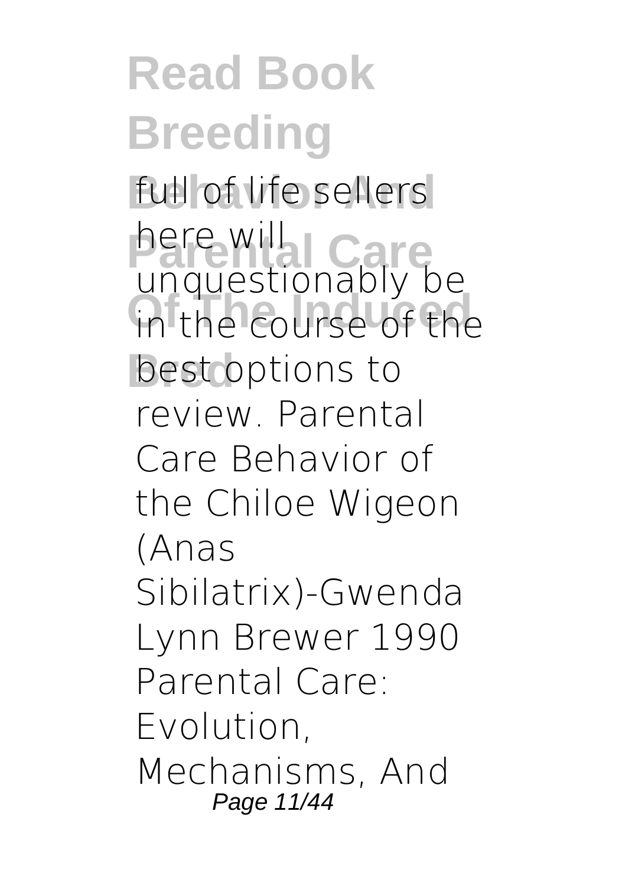full of life sellers here will unquestionably be in the course of the best options to review. Parental Care Behavior of the Chiloe Wigeon (Anas Sibilatrix)-Gwenda Lynn Brewer 1990 Parental Care: Evolution, Mechanisms, And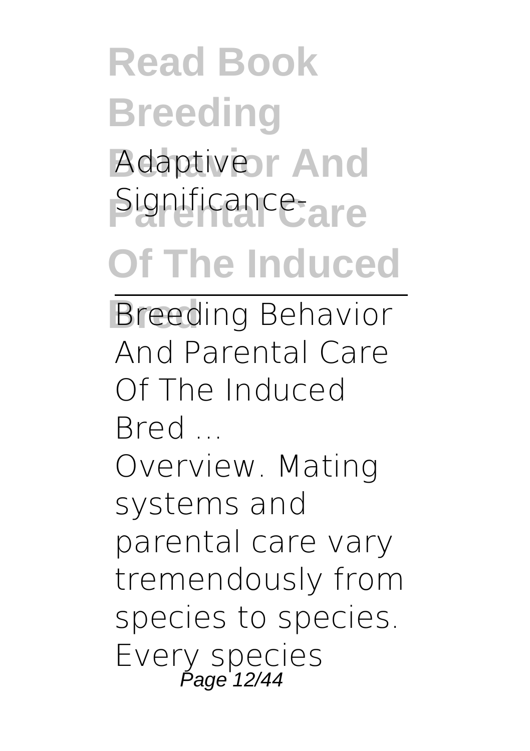Adaptive Significance-

## Breeding Behavior And Parental Care Of The Induced Bred ...

Overview. Mating systems and parental care vary tremendously from species to species. Every species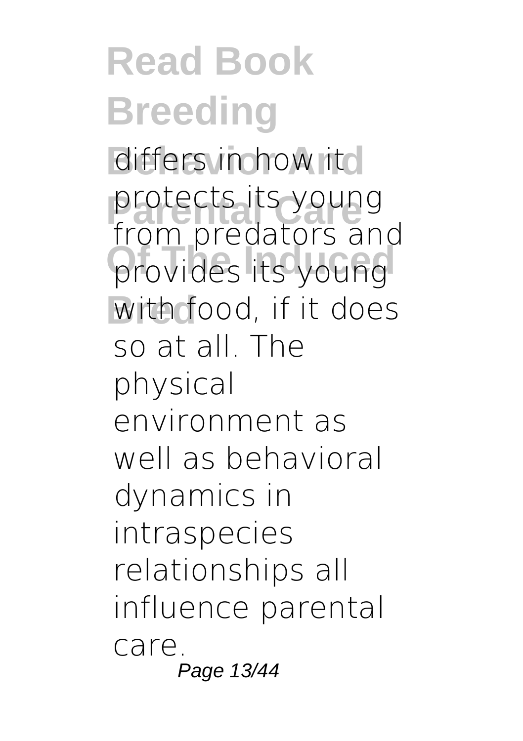differs in how it protects its young from predators and provides its young with food, if it does so at all. The physical environment as well as behavioral dynamics in intraspecies relationships all influence parental care.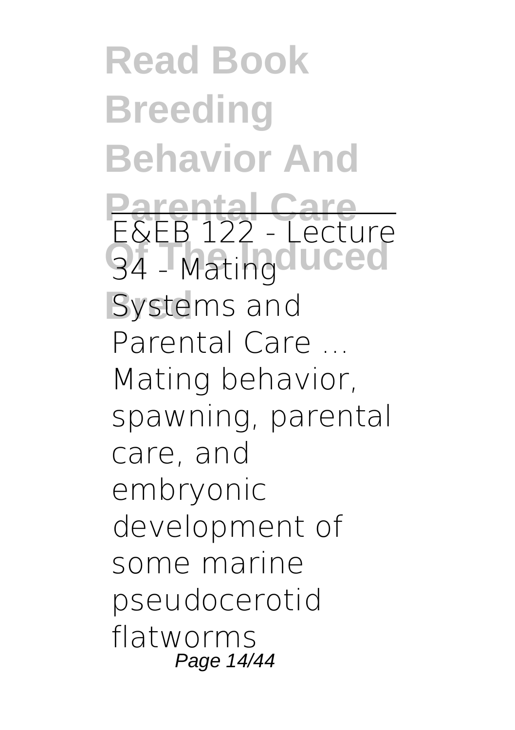E&EB 122 - Lecture 34 - Mating Systems and Parental Care ...

Mating behavior, spawning, parental care, and embryonic development of some marine pseudocerotid flatworms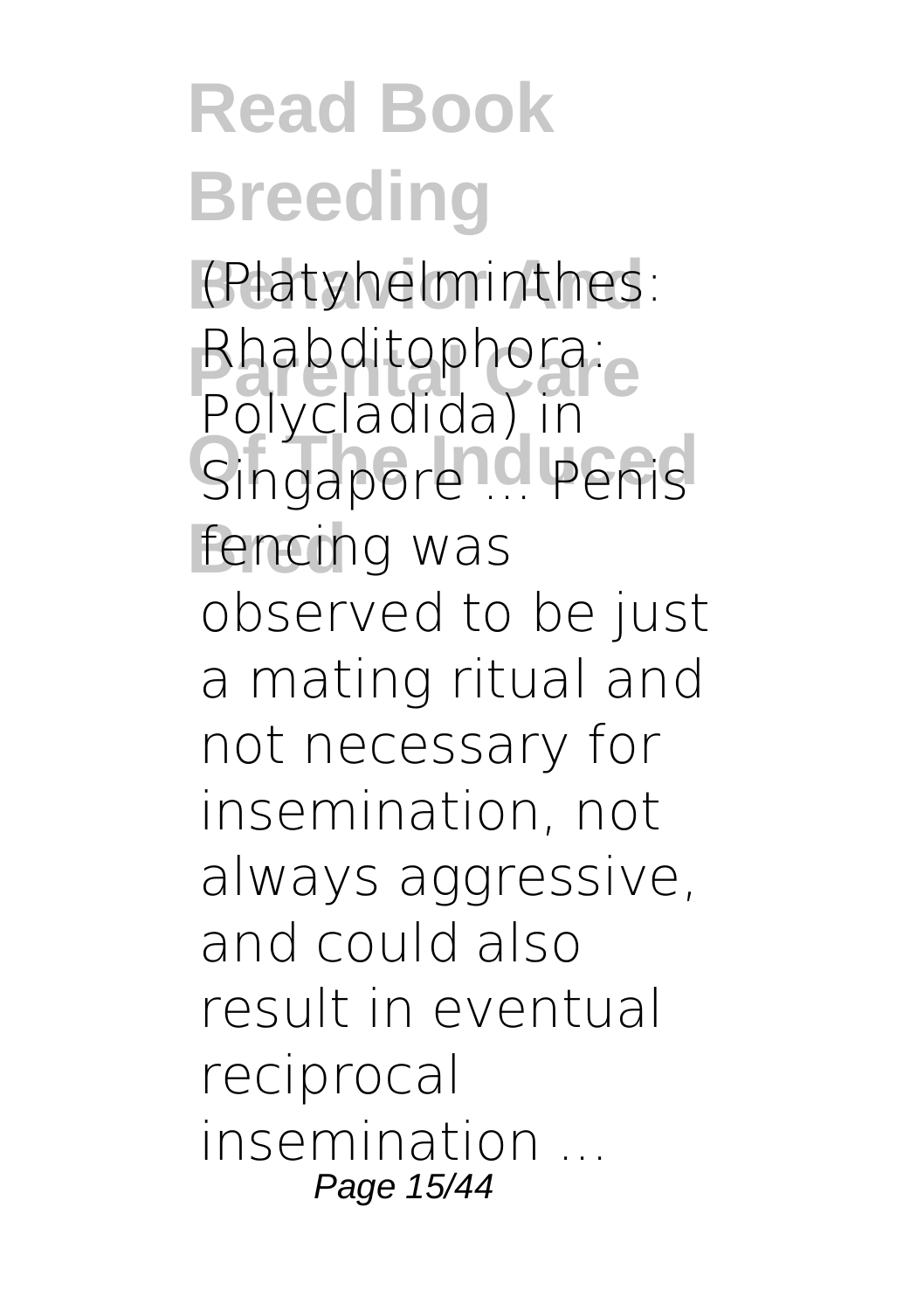(Platyhelminthes: Rhabditophora: Polycladida) in Singapore ... Penis fencing was observed to be just a mating ritual and not necessary for insemination, not always aggressive, and could also result in eventual reciprocal insemination ...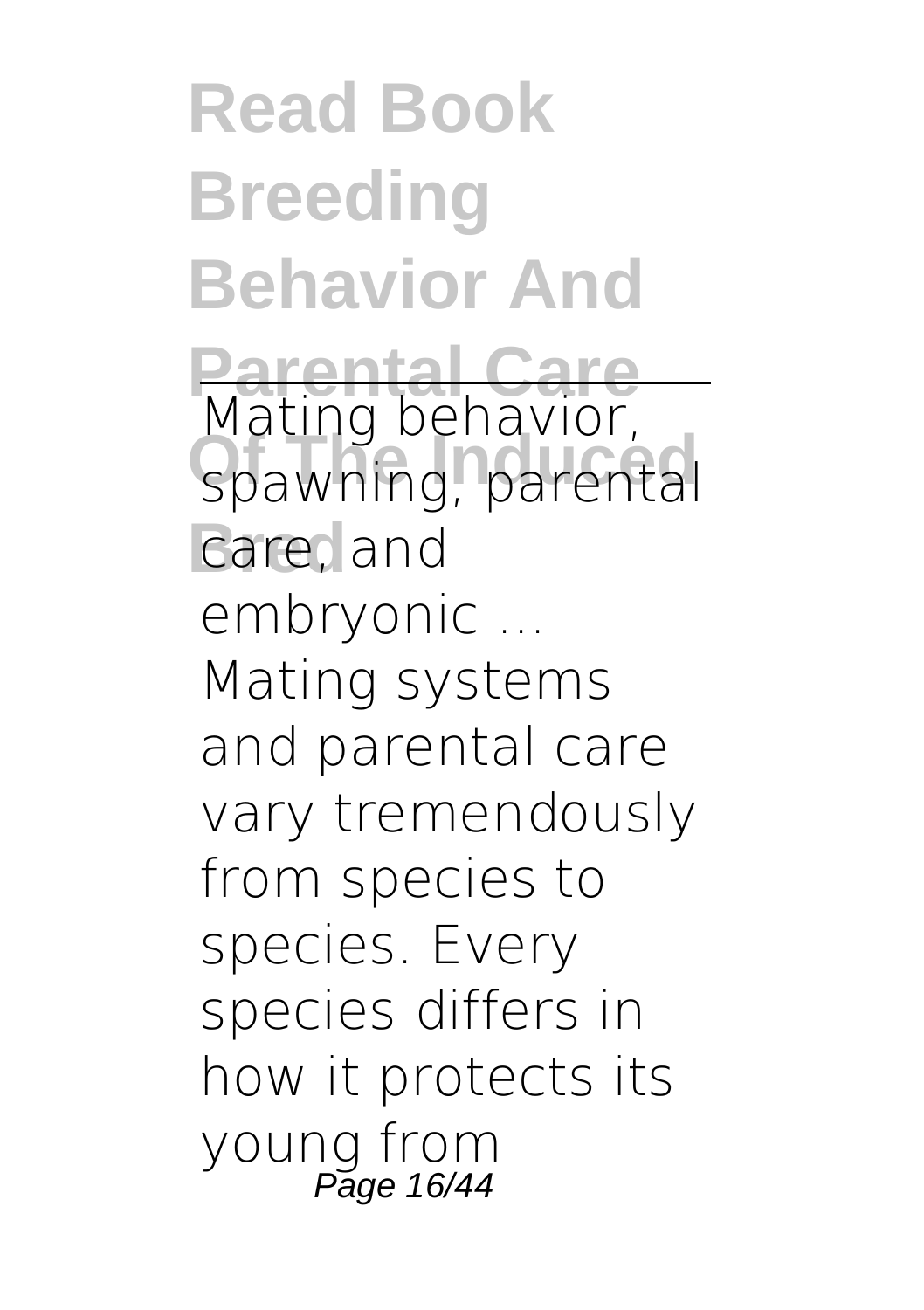Mating behavior, spawning, parental care, and embryonic ...

Mating systems and parental care vary tremendously from species to species. Every species differs in how it protects its young from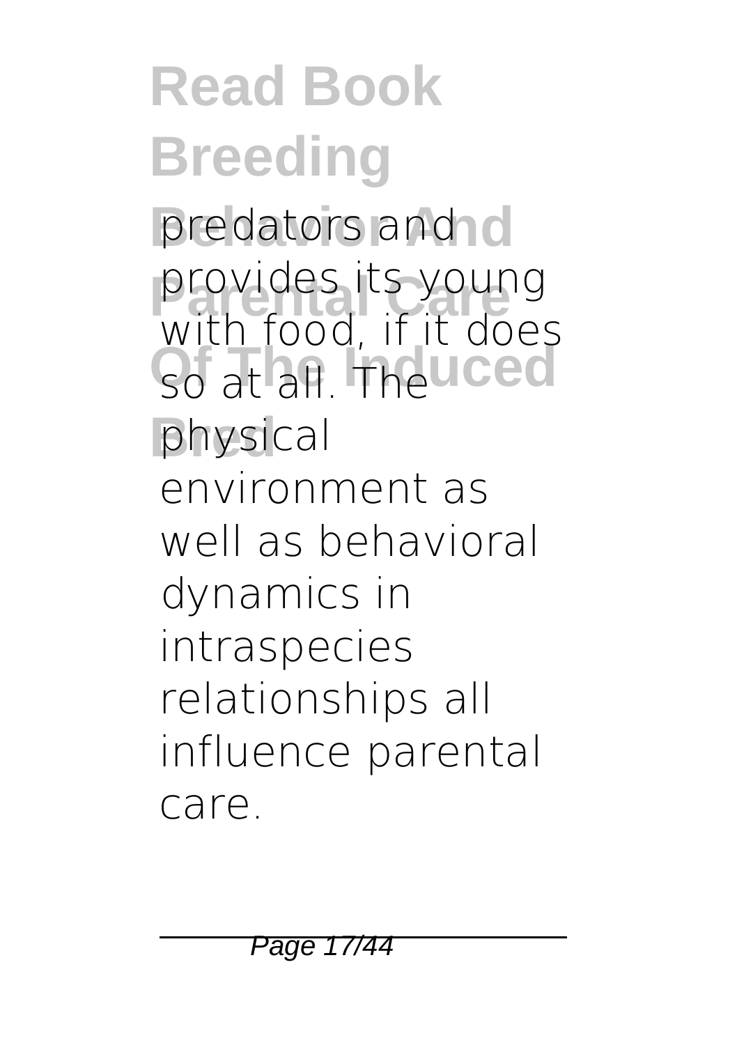predators and provides its young with food, if it does so at all. The physical environment as well as behavioral dynamics in intraspecies relationships all influence parental care.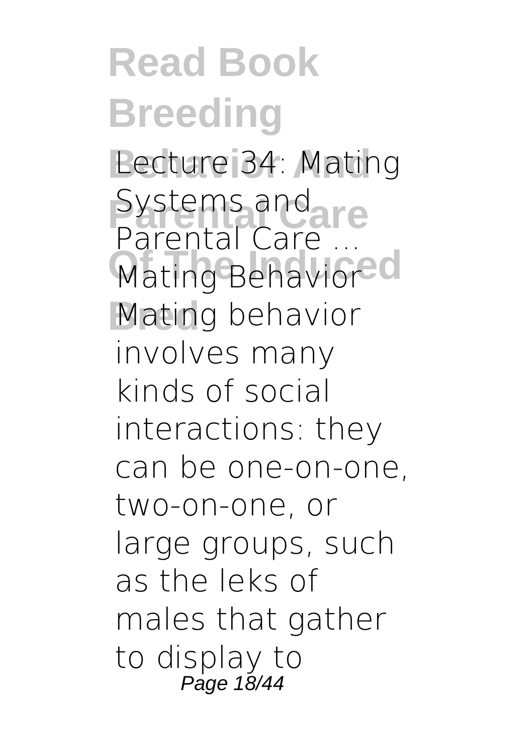**Lecture 34: Mating Systems and Parental Care ...**

**Mating Behavior**

Mating behavior involves many kinds of social interactions: they can be one-on-one, two-on-one, or large groups, such as the leks of males that gather to display to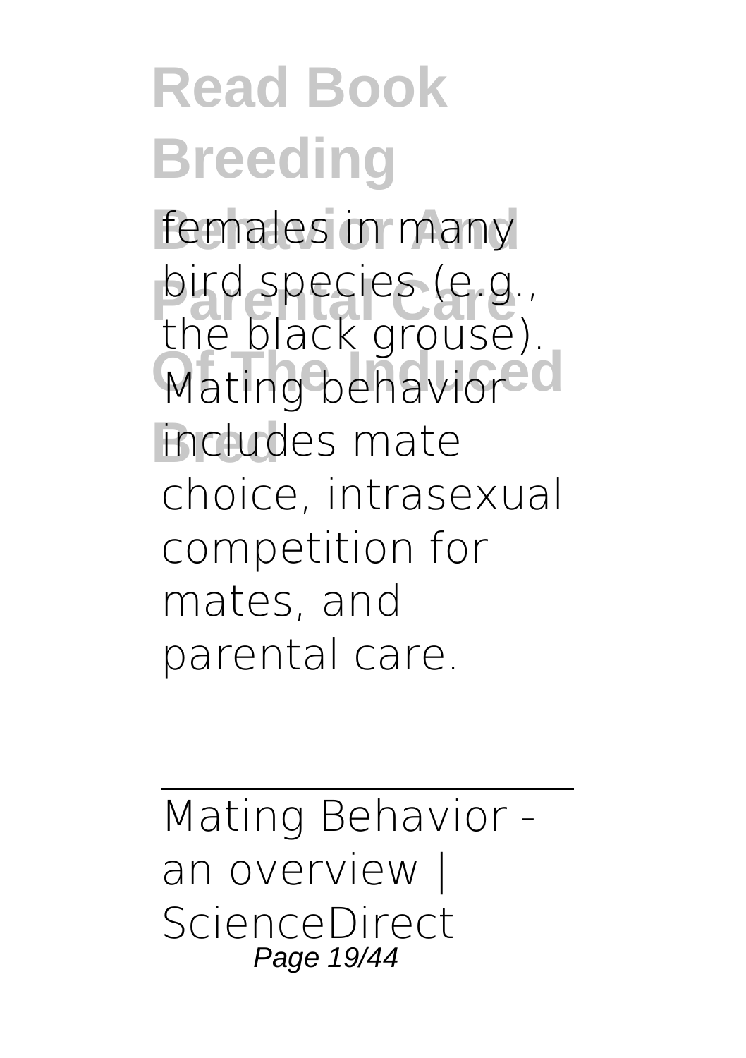females in many bird species (e.g., the black grouse). Mating behavior includes mate choice, intrasexual competition for mates, and parental care.

---

Mating Behavior - an overview | ScienceDirect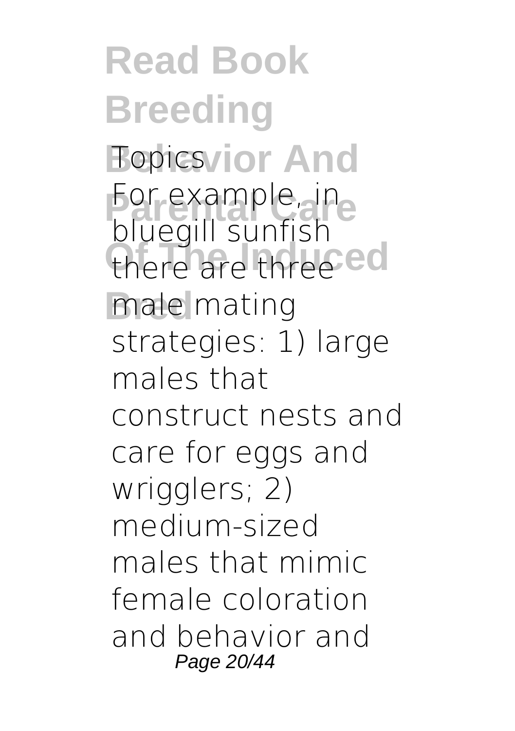**Topics**

For example, in bluegill sunfish there are three male mating strategies: 1) large males that construct nests and care for eggs and wrigglers; 2) medium-sized males that mimic female coloration and behavior and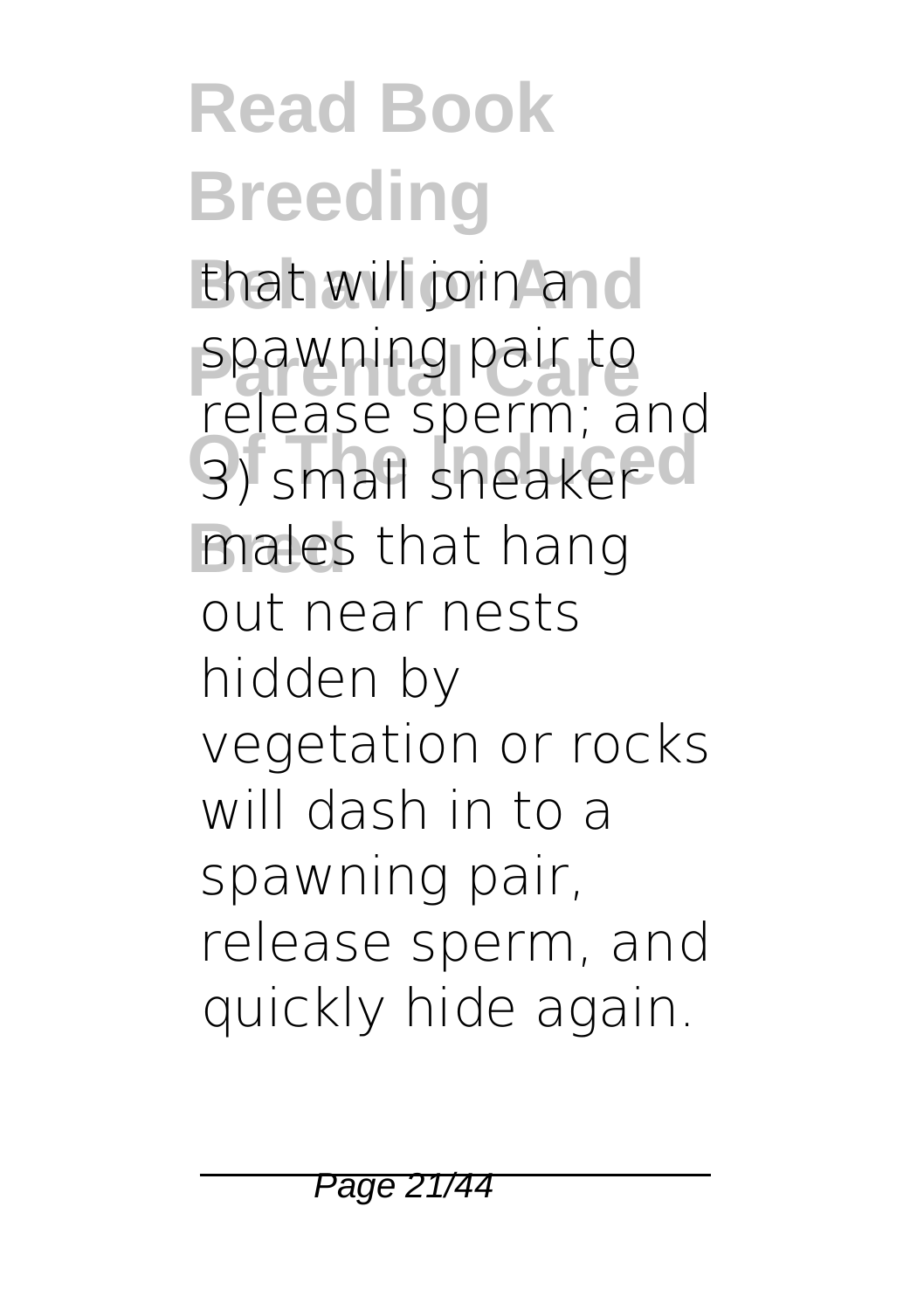that will join a spawning pair to release sperm; and 3) small sneaker males that hang out near nests hidden by vegetation or rocks will dash in to a spawning pair, release sperm, and quickly hide again.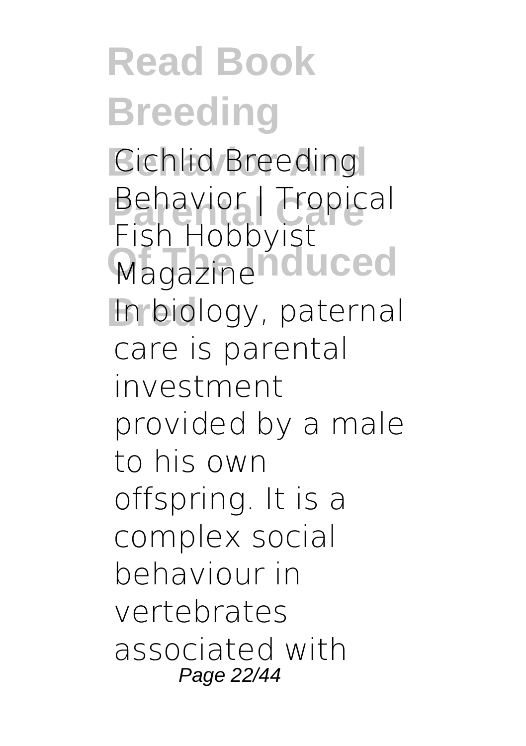**Cichlid Breeding Behavior | Tropical Fish Hobbyist Magazine**

In biology, paternal care is parental investment provided by a male to his own offspring. It is a complex social behaviour in vertebrates associated with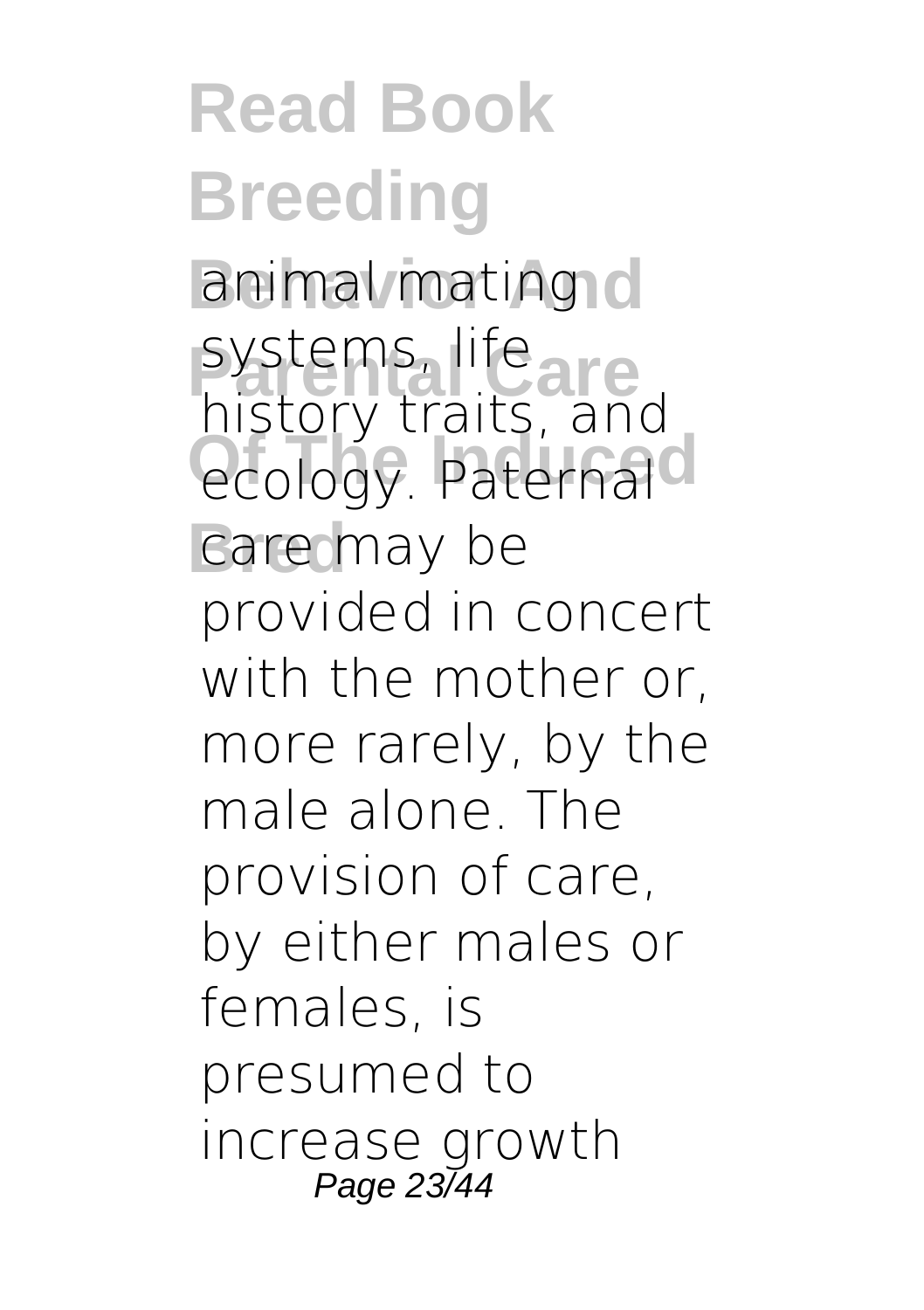animal mating systems, life history traits, and ecology. Paternal care may be provided in concert with the mother or, more rarely, by the male alone. The provision of care, by either males or females, is presumed to increase growth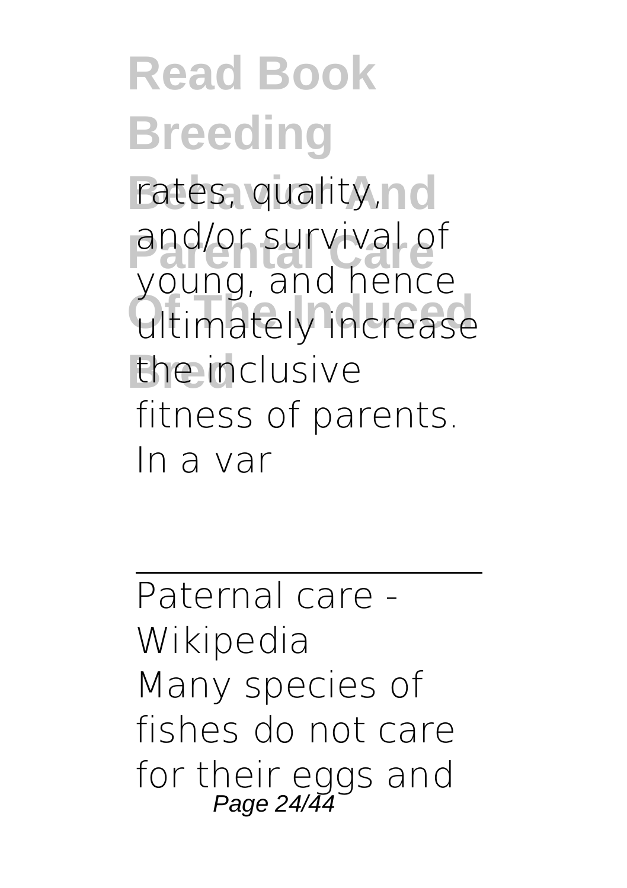rates, quality, and/or survival of young, and hence ultimately increase the inclusive fitness of parents. In a var

---

Paternal care - Wikipedia

Many species of fishes do not care for their eggs and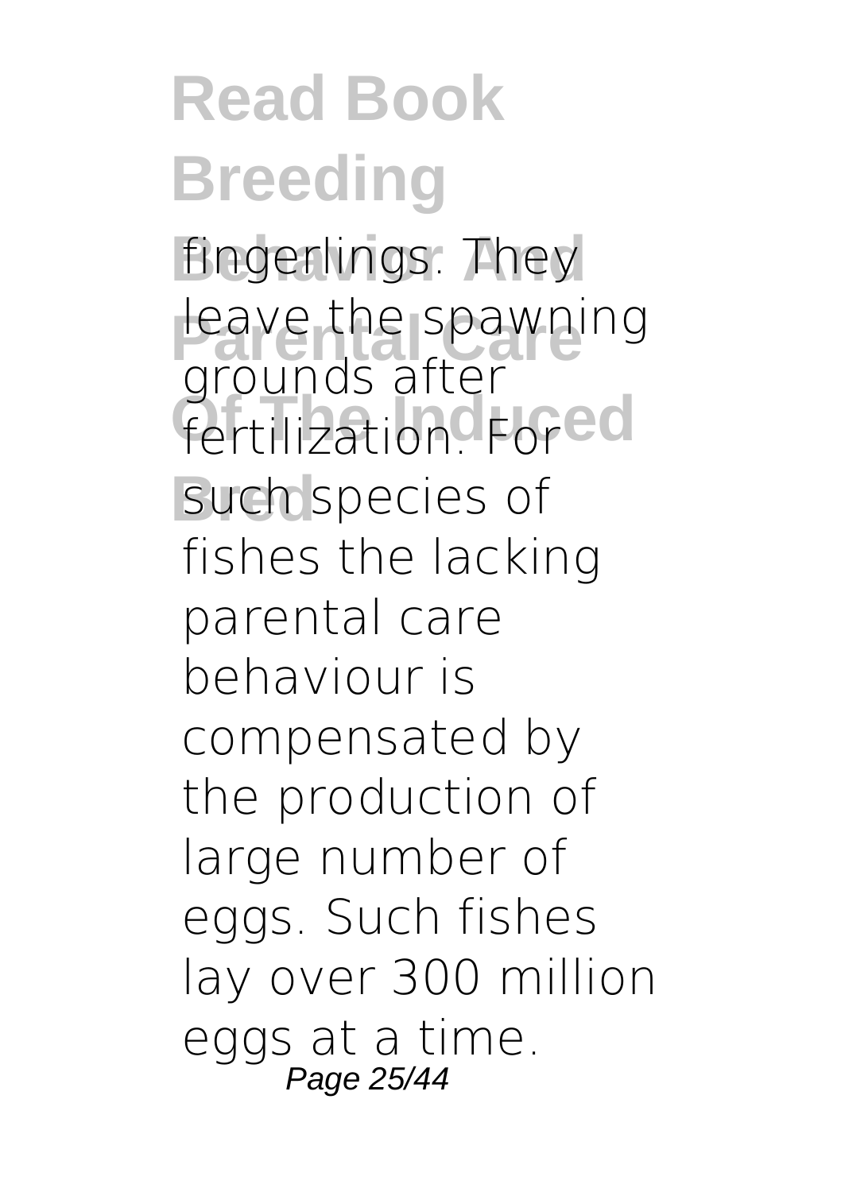fingerlings. They leave the spawning grounds after fertilization. For such species of fishes the lacking parental care behaviour is compensated by the production of large number of eggs. Such fishes lay over 300 million eggs at a time.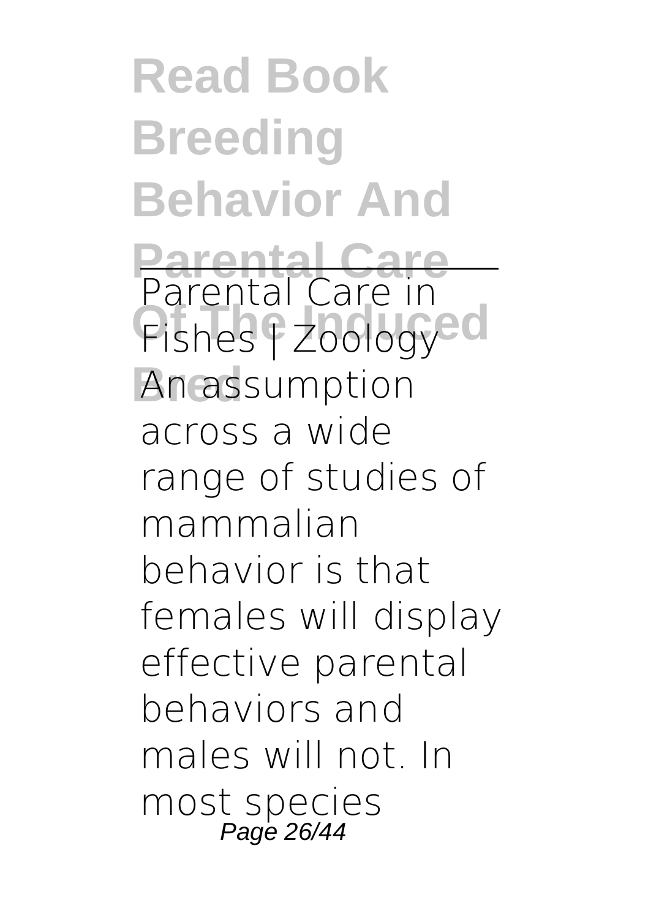Parental Care in Fishes | Zoology

An assumption across a wide range of studies of mammalian behavior is that females will display effective parental behaviors and males will not. In most species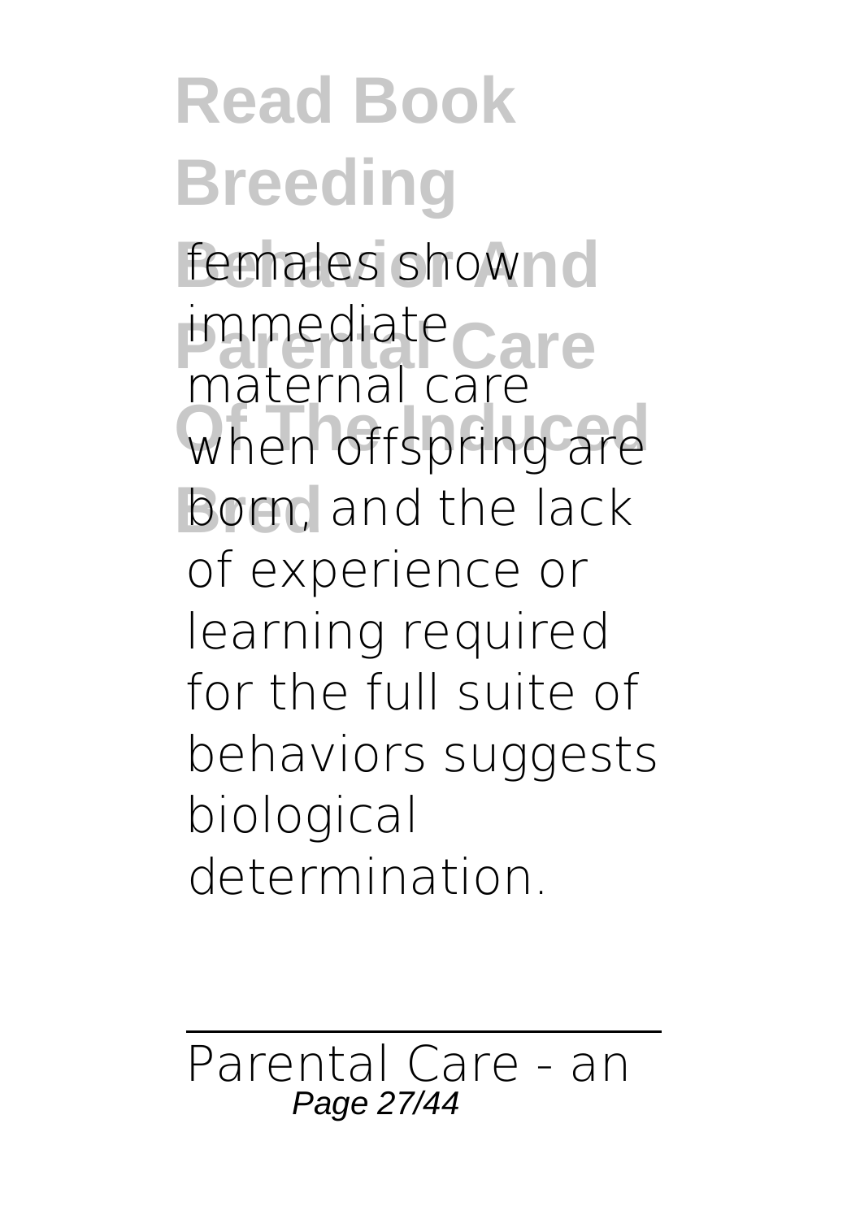females show immediate maternal care when offspring are born, and the lack of experience or learning required for the full suite of behaviors suggests biological determination.

Parental Care - an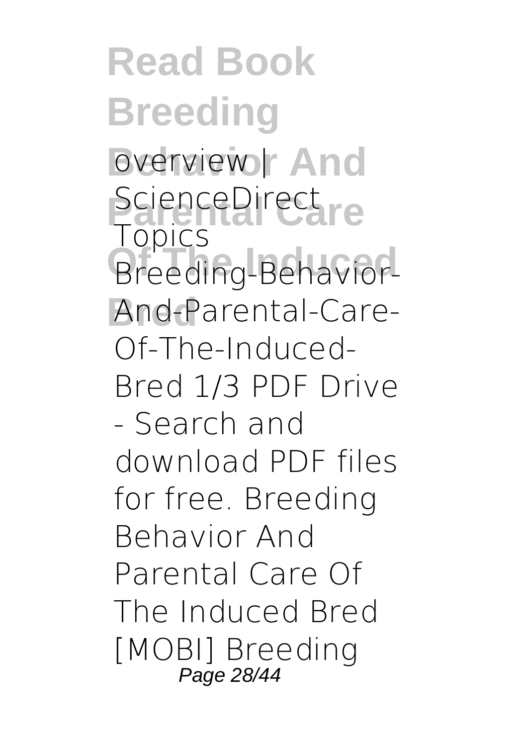overview | ScienceDirect Topics
Breeding-Behavior-And-Parental-Care-Of-The-Induced-Bred 1/3 PDF Drive - Search and download PDF files for free. Breeding Behavior And Parental Care Of The Induced Bred [MOBI] Breeding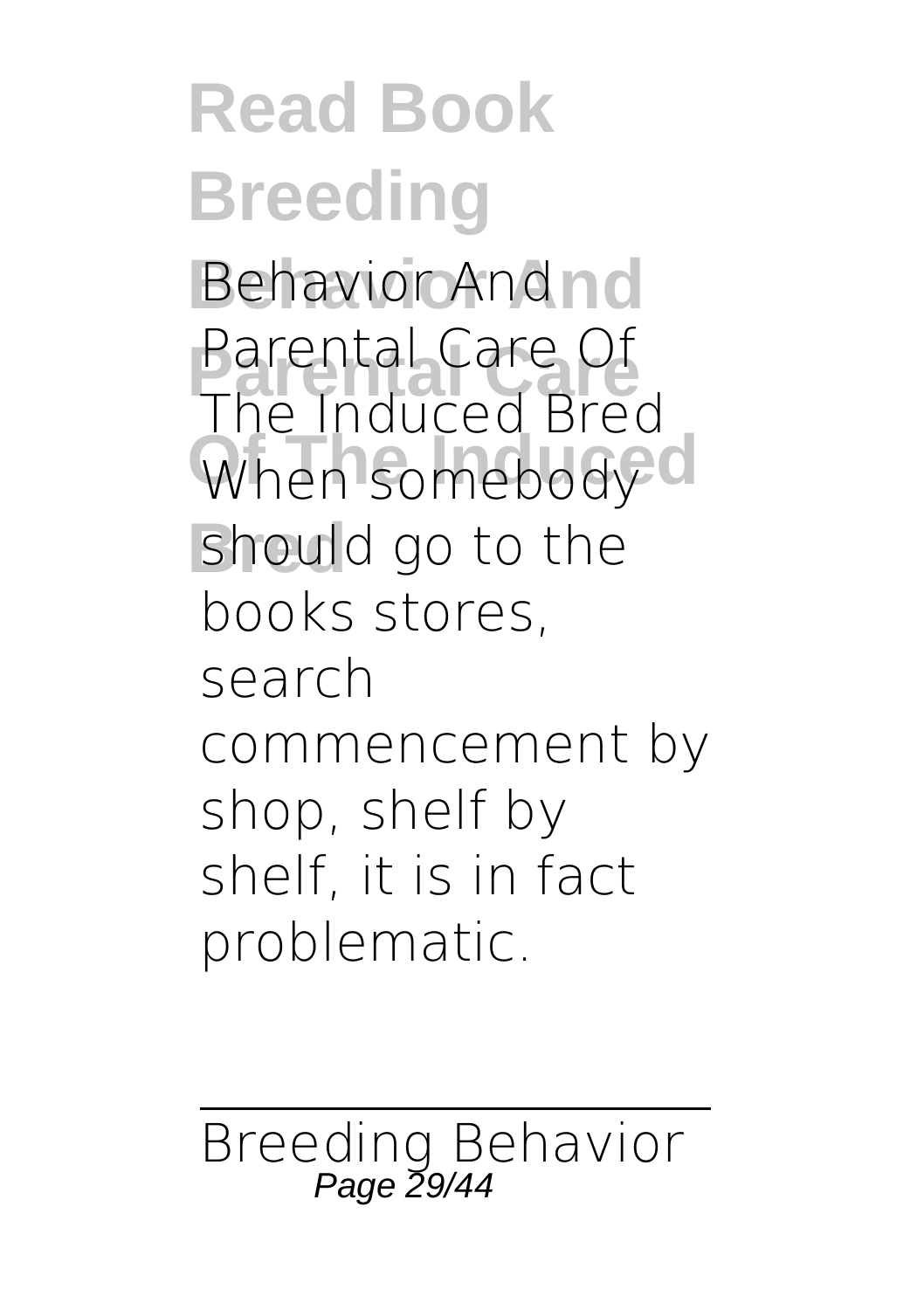Behavior And Parental Care Of The Induced Bred When somebody should go to the books stores, search commencement by shop, shelf by shelf, it is in fact problematic.

Breeding Behavior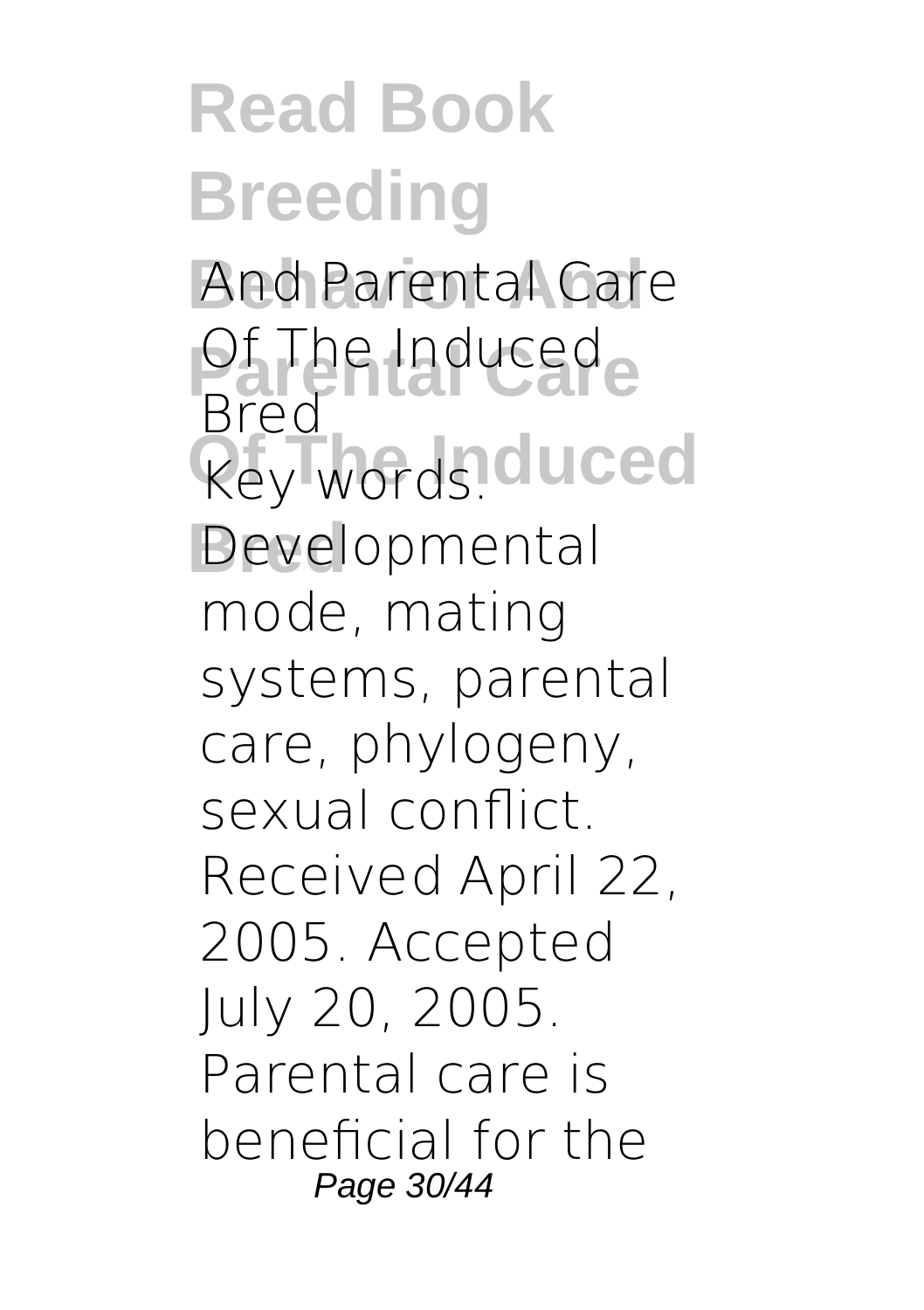And Parental Care Of The Induced Bred

Key words. Developmental mode, mating systems, parental care, phylogeny, sexual conflict. Received April 22, 2005. Accepted July 20, 2005. Parental care is beneficial for the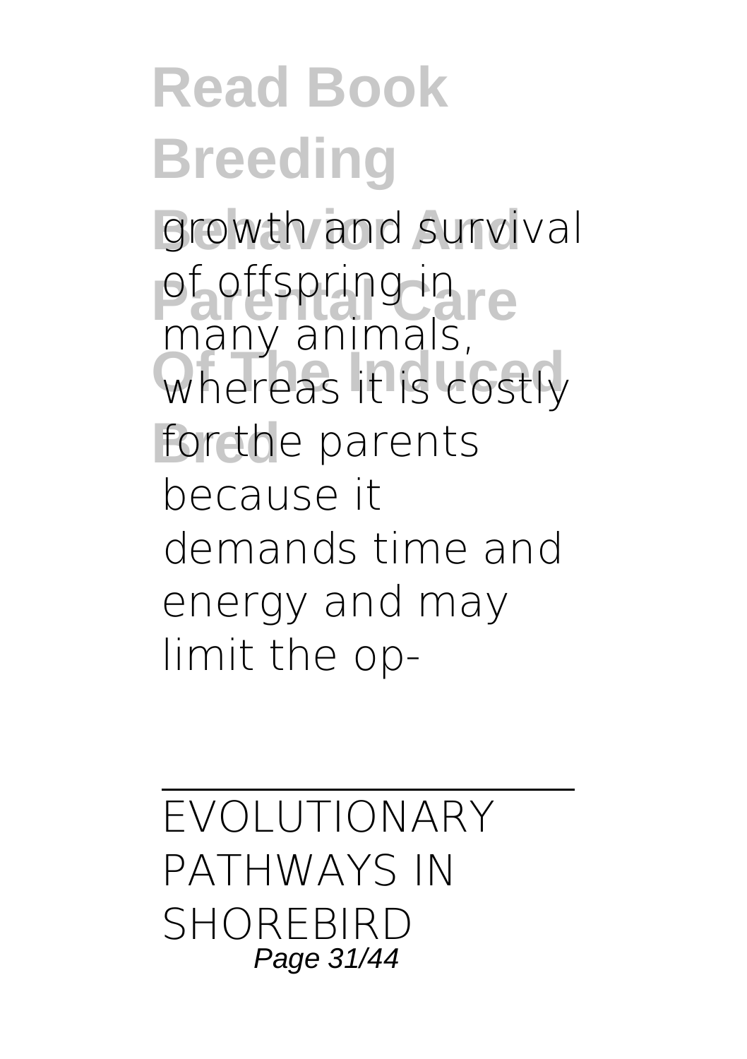growth and survival of offspring in many animals, whereas it is costly for the parents because it demands time and energy and may limit the op-

---

EVOLUTIONARY PATHWAYS IN SHOREBIRD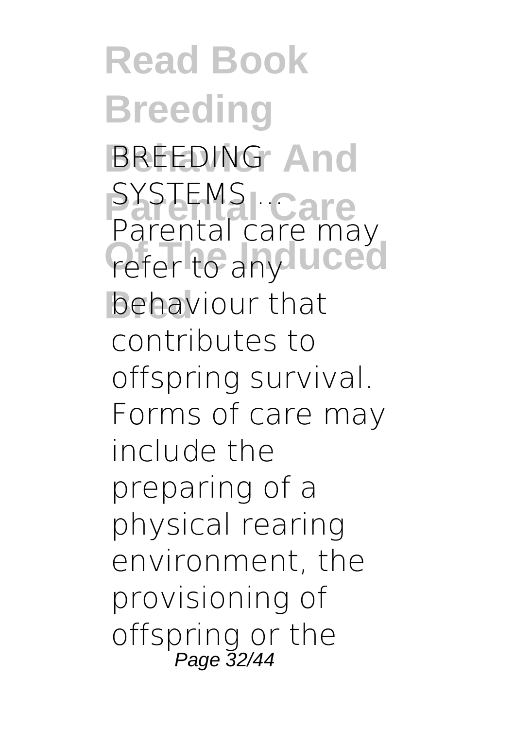BREEDING SYSTEMS ...

Parental care may refer to any behaviour that contributes to offspring survival. Forms of care may include the preparing of a physical rearing environment, the provisioning of offspring or the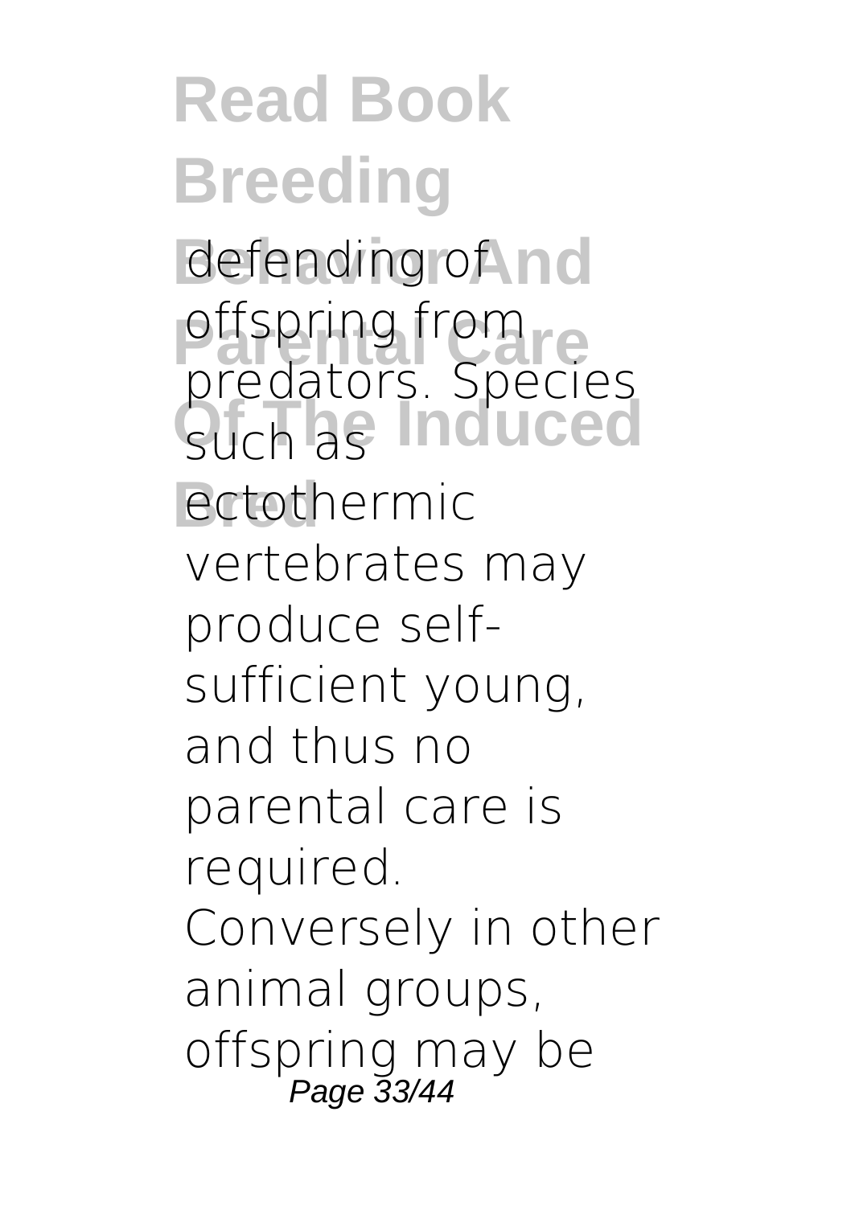defending of offspring from predators. Species such as ectothermic vertebrates may produce self-sufficient young, and thus no parental care is required. Conversely in other animal groups, offspring may be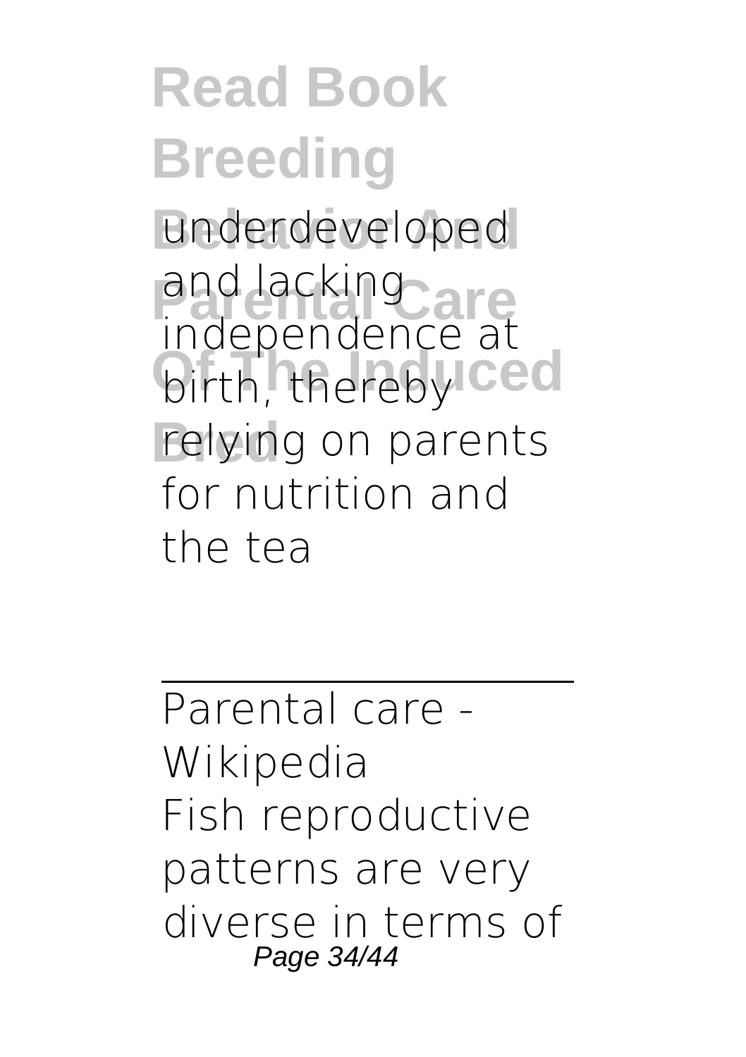underdeveloped and lacking independence at birth, thereby relying on parents for nutrition and the tea

Parental care - Wikipedia
Fish reproductive patterns are very diverse in terms of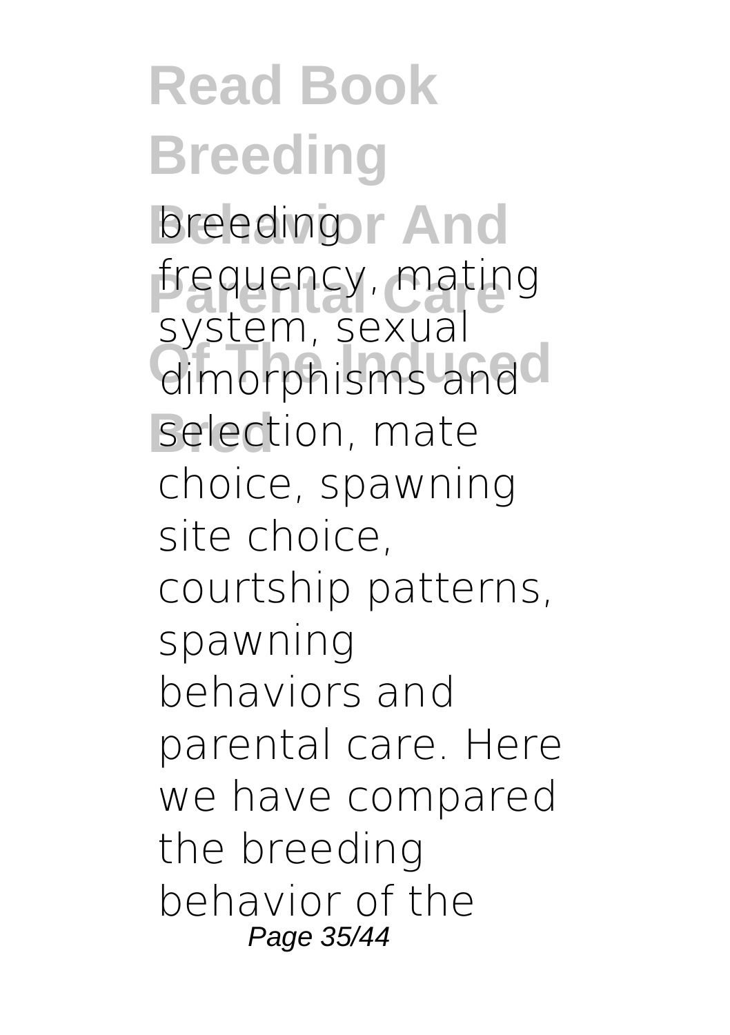breeding frequency, mating system, sexual dimorphisms and selection, mate choice, spawning site choice, courtship patterns, spawning behaviors and parental care. Here we have compared the breeding behavior of the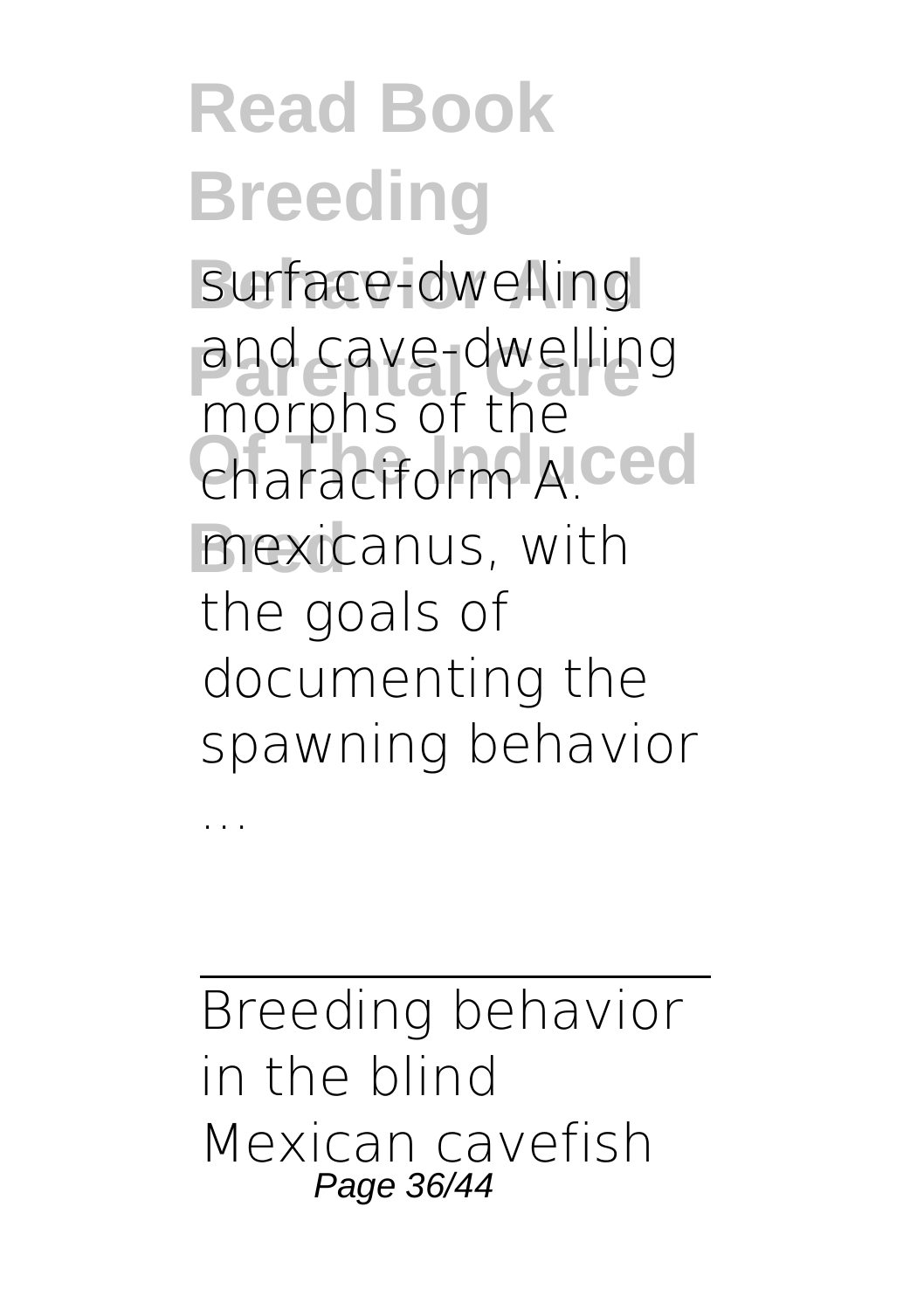surface-dwelling and cave-dwelling morphs of the characiform A. mexicanus, with the goals of documenting the spawning behavior ...

---

Breeding behavior in the blind Mexican cavefish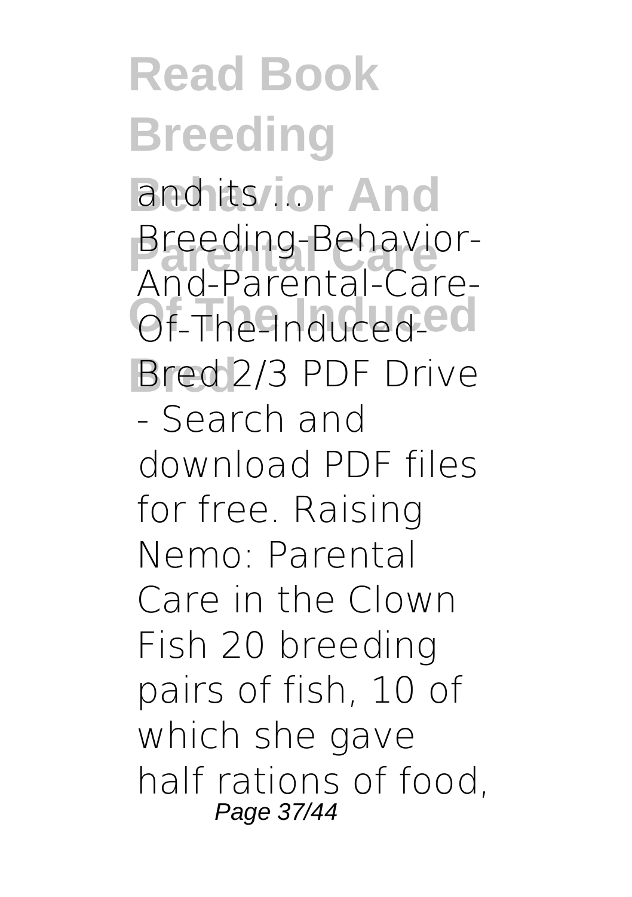and its ...
Breeding-Behavior-And-Parental-Care-Of-The-Induced-Bred 2/3 PDF Drive - Search and download PDF files for free. Raising Nemo: Parental Care in the Clown Fish 20 breeding pairs of fish, 10 of which she gave half rations of food,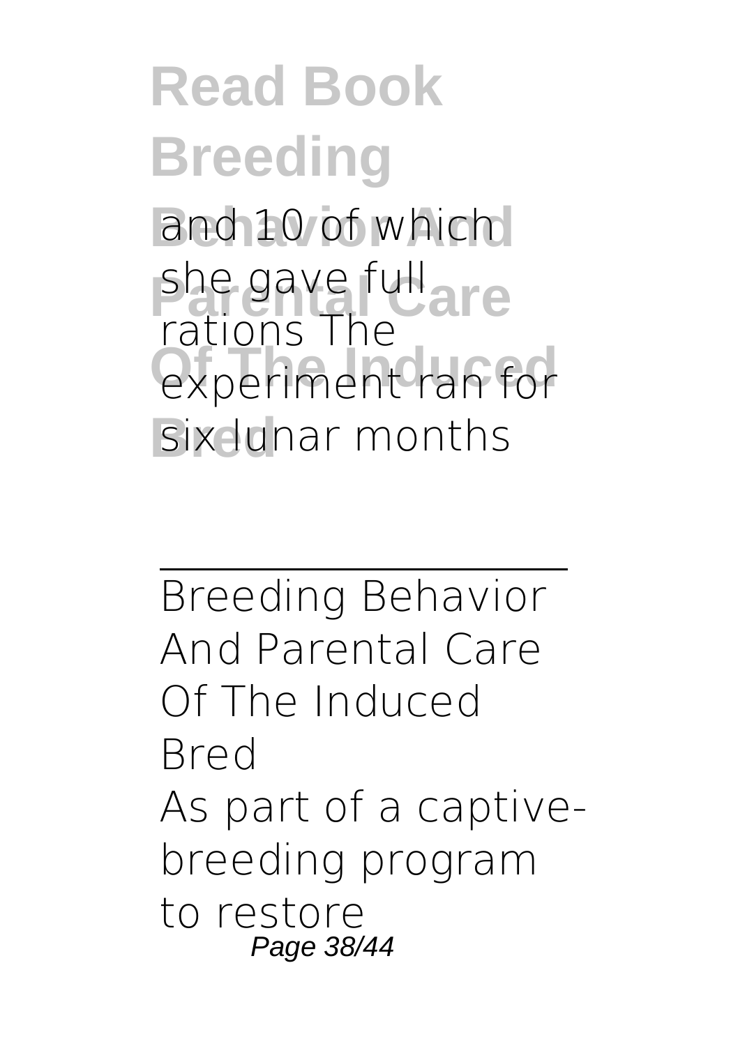and 10 of which she gave full rations The experiment ran for six lunar months

---

Breeding Behavior And Parental Care Of The Induced Bred

As part of a captive-breeding program to restore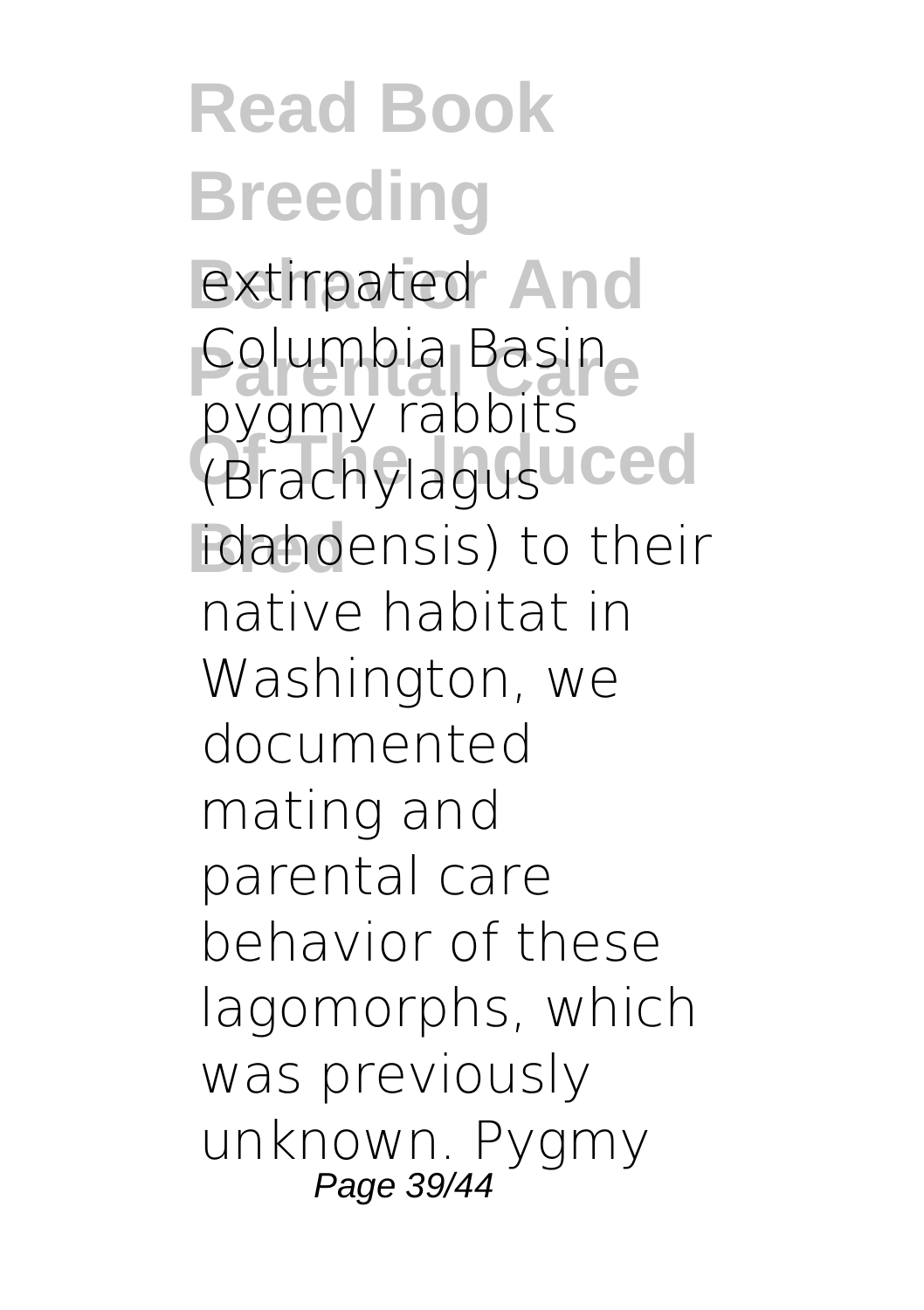extirpated Columbia Basin pygmy rabbits (Brachylagus idahoensis) to their native habitat in Washington, we documented mating and parental care behavior of these lagomorphs, which was previously unknown. Pygmy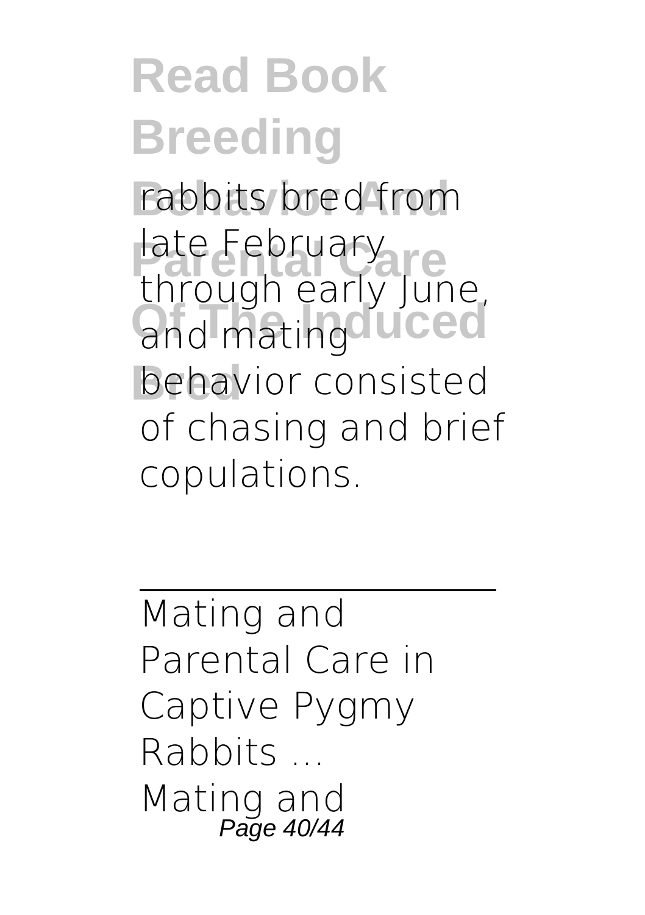rabbits bred from late February through early June, and mating behavior consisted of chasing and brief copulations.

---

Mating and Parental Care in Captive Pygmy Rabbits ...

Mating and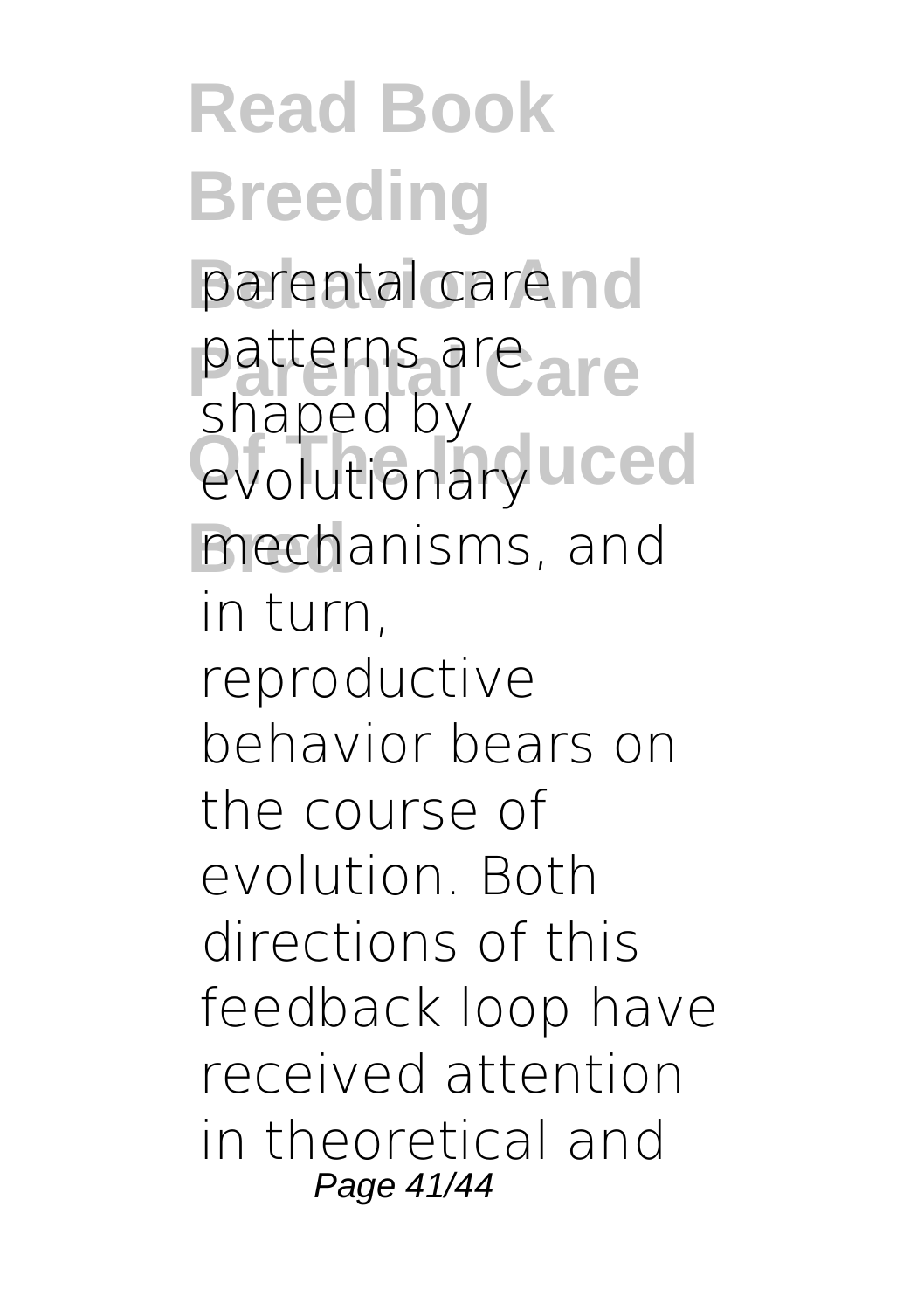parental care patterns are shaped by evolutionary mechanisms, and in turn, reproductive behavior bears on the course of evolution. Both directions of this feedback loop have received attention in theoretical and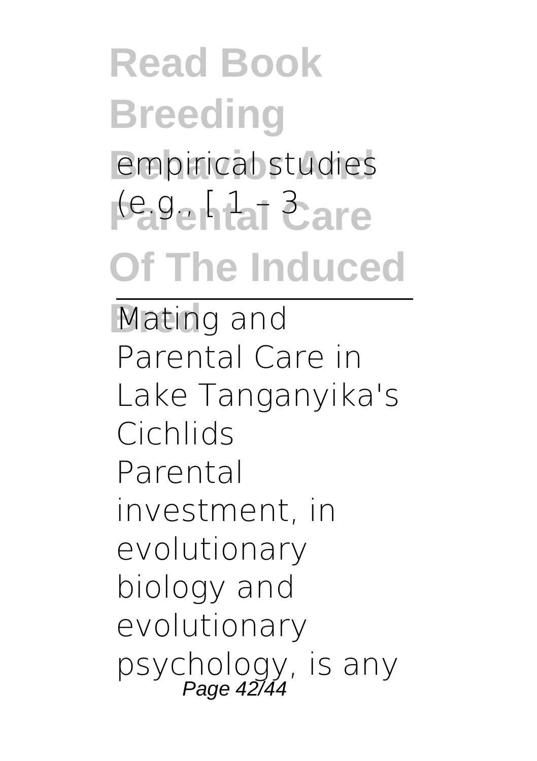empirical studies (e.g., [ 1 - 3

---

Mating and Parental Care in Lake Tanganyika's Cichlids

Parental investment, in evolutionary biology and evolutionary psychology, is any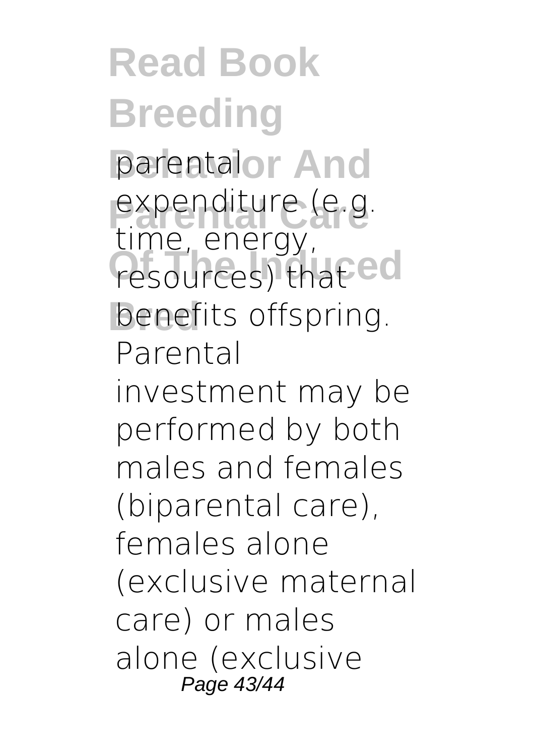parental expenditure (e.g. time, energy, resources) that benefits offspring. Parental investment may be performed by both males and females (biparental care), females alone (exclusive maternal care) or males alone (exclusive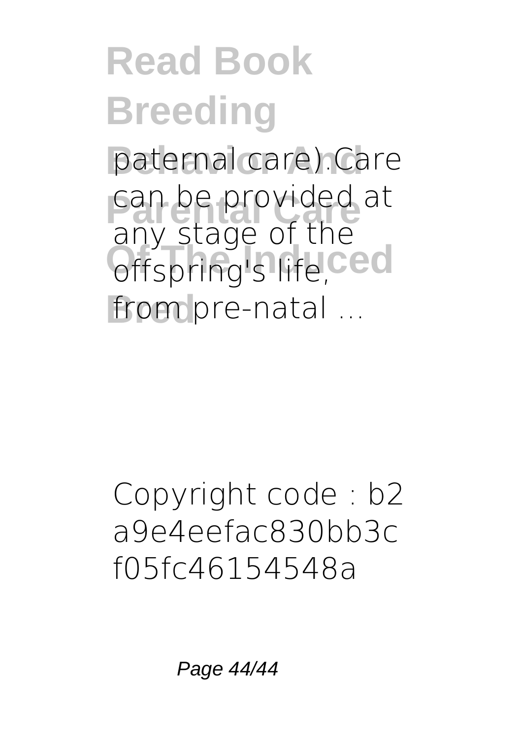paternal care).Care can be provided at any stage of the offspring's life, from pre-natal ...

Copyright code : b2a9e4eefac830bb3cf05fc46154548a